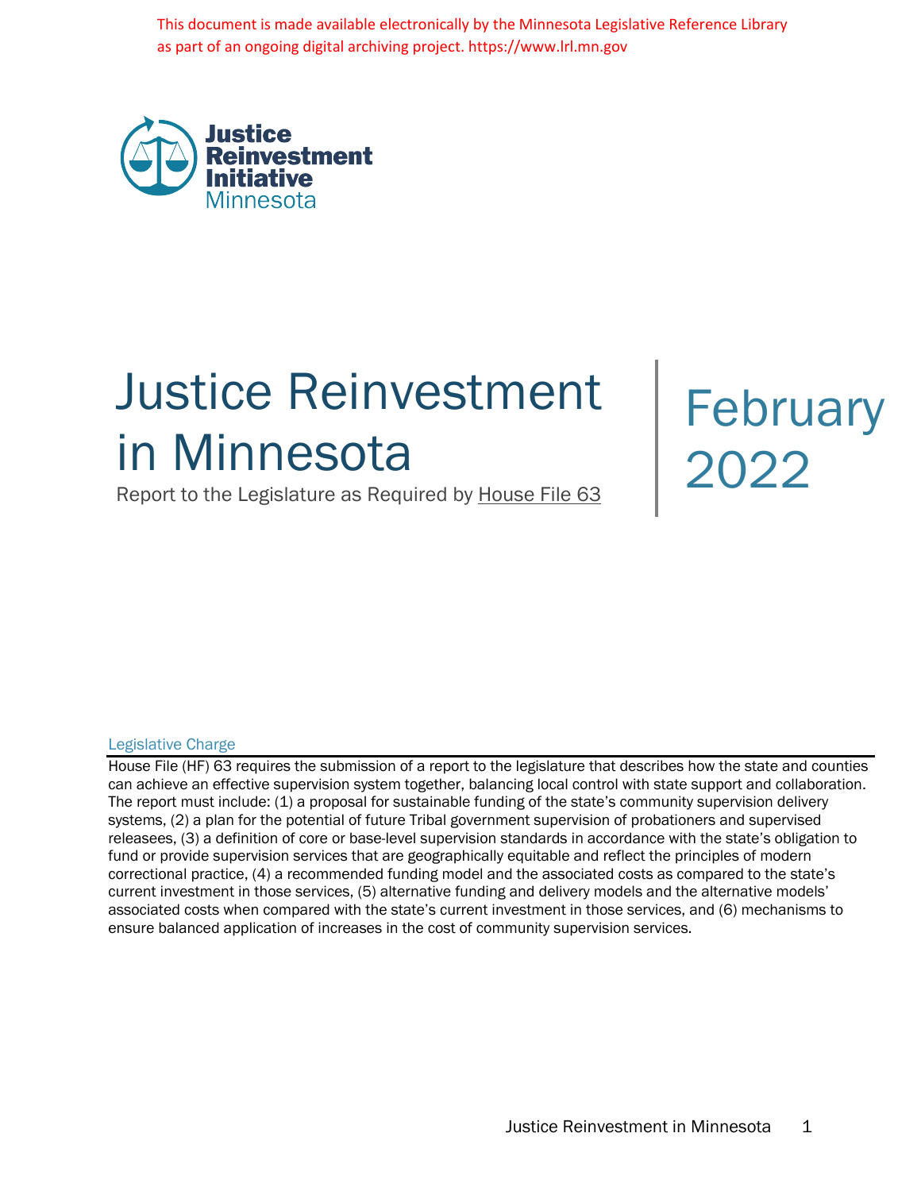This document is made available electronically by the Minnesota Legislative Reference Library as part of an ongoing digital archiving project. https://www.lrl.mn.gov

Justice Reinvestment Initiative Minnesota

# Justice Reinvestment in Minnesota

Report to the Legislature as Required by House File 63

February 2022

## Legislative Charge

House File (HF) 63 requires the submission of a report to the legislature that describes how the state and counties can achieve an effective supervision system together, balancing local control with state support and collaboration. The report must include: (1) a proposal for sustainable funding of the state's community supervision delivery systems, (2) a plan for the potential of future Tribal government supervision of probationers and supervised releasees, (3) a definition of core or base-level supervision standards in accordance with the state's obligation to fund or provide supervision services that are geographically equitable and reflect the principles of modern correctional practice, (4) a recommended funding model and the associated costs as compared to the state's current investment in those services, (5) alternative funding and delivery models and the alternative models' associated costs when compared with the state's current investment in those services, and (6) mechanisms to ensure balanced application of increases in the cost of community supervision services.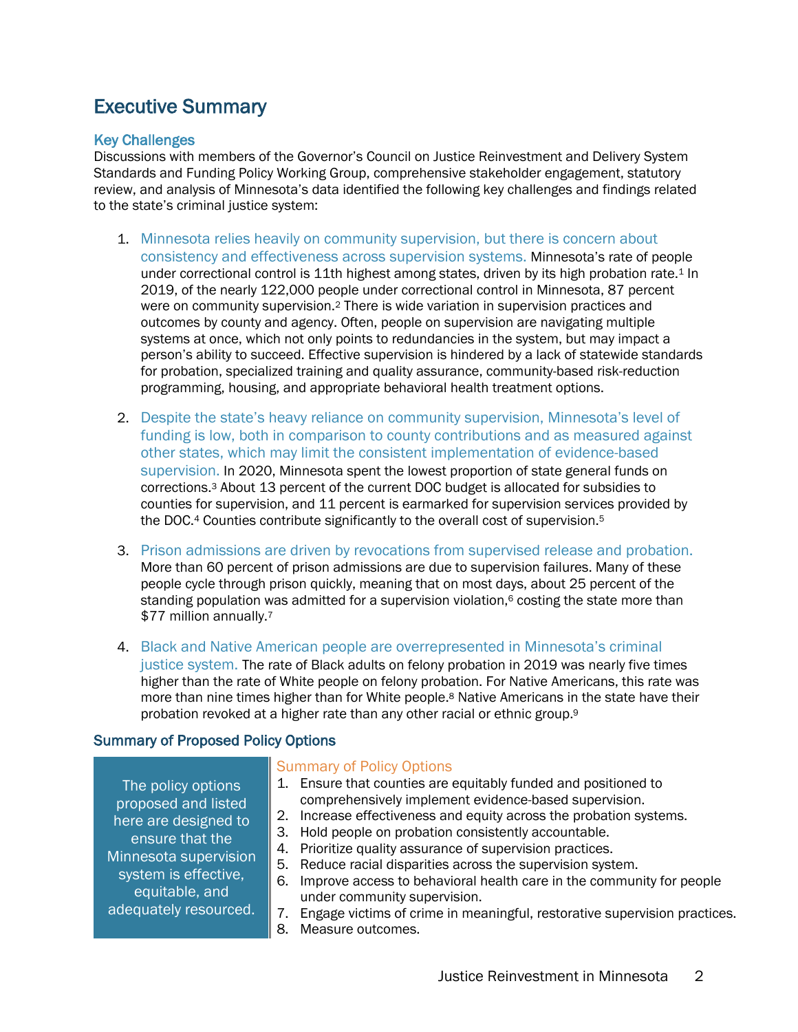# Executive Summary

## Key Challenges

Discussions with members of the Governor's Council on Justice Reinvestment and Delivery System Standards and Funding Policy Working Group, comprehensive stakeholder engagement, statutory review, and analysis of Minnesota's data identified the following key challenges and findings related to the state's criminal justice system:

1. **Minnesota relies heavily on community supervision, but there is concern about consistency and effectiveness across supervision systems.** Minnesota's rate of people under correctional control is 11th highest among states, driven by its high probation rate.[1] In 2019, of the nearly 122,000 people under correctional control in Minnesota, 87 percent were on community supervision.[2] There is wide variation in supervision practices and outcomes by county and agency. Often, people on supervision are navigating multiple systems at once, which not only points to redundancies in the system, but may impact a person's ability to succeed. Effective supervision is hindered by a lack of statewide standards for probation, specialized training and quality assurance, community-based risk-reduction programming, housing, and appropriate behavioral health treatment options.

2. **Despite the state's heavy reliance on community supervision, Minnesota's level of funding is low, both in comparison to county contributions and as measured against other states, which may limit the consistent implementation of evidence-based supervision.** In 2020, Minnesota spent the lowest proportion of state general funds on corrections.[3] About 13 percent of the current DOC budget is allocated for subsidies to counties for supervision, and 11 percent is earmarked for supervision services provided by the DOC.[4] Counties contribute significantly to the overall cost of supervision.[5]

3. **Prison admissions are driven by revocations from supervised release and probation.** More than 60 percent of prison admissions are due to supervision failures. Many of these people cycle through prison quickly, meaning that on most days, about 25 percent of the standing population was admitted for a supervision violation,[6] costing the state more than $77 million annually.[7]

4. **Black and Native American people are overrepresented in Minnesota's criminal justice system.** The rate of Black adults on felony probation in 2019 was nearly five times higher than the rate of White people on felony probation. For Native Americans, this rate was more than nine times higher than for White people.[8] Native Americans in the state have their probation revoked at a higher rate than any other racial or ethnic group.[9]

## Summary of Proposed Policy Options

> The policy options proposed and listed here are designed to ensure that the Minnesota supervision system is effective, equitable, and adequately resourced.

### Summary of Policy Options

1. Ensure that counties are equitably funded and positioned to comprehensively implement evidence-based supervision.
2. Increase effectiveness and equity across the probation systems.
3. Hold people on probation consistently accountable.
4. Prioritize quality assurance of supervision practices.
5. Reduce racial disparities across the supervision system.
6. Improve access to behavioral health care in the community for people under community supervision.
7. Engage victims of crime in meaningful, restorative supervision practices.
8. Measure outcomes.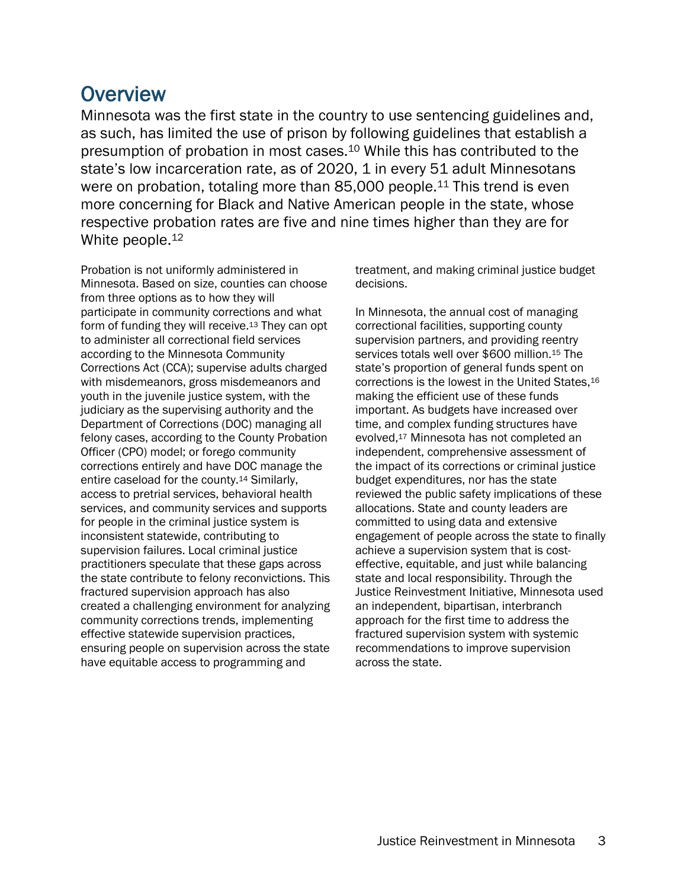# Overview

Minnesota was the first state in the country to use sentencing guidelines and, as such, has limited the use of prison by following guidelines that establish a presumption of probation in most cases.[10] While this has contributed to the state's low incarceration rate, as of 2020, 1 in every 51 adult Minnesotans were on probation, totaling more than 85,000 people.[11] This trend is even more concerning for Black and Native American people in the state, whose respective probation rates are five and nine times higher than they are for White people.[12]

Probation is not uniformly administered in Minnesota. Based on size, counties can choose from three options as to how they will participate in community corrections and what form of funding they will receive.[13] They can opt to administer all correctional field services according to the Minnesota Community Corrections Act (CCA); supervise adults charged with misdemeanors, gross misdemeanors and youth in the juvenile justice system, with the judiciary as the supervising authority and the Department of Corrections (DOC) managing all felony cases, according to the County Probation Officer (CPO) model; or forego community corrections entirely and have DOC manage the entire caseload for the county.[14] Similarly, access to pretrial services, behavioral health services, and community services and supports for people in the criminal justice system is inconsistent statewide, contributing to supervision failures. Local criminal justice practitioners speculate that these gaps across the state contribute to felony reconvictions. This fractured supervision approach has also created a challenging environment for analyzing community corrections trends, implementing effective statewide supervision practices, ensuring people on supervision across the state have equitable access to programming and treatment, and making criminal justice budget decisions.

In Minnesota, the annual cost of managing correctional facilities, supporting county supervision partners, and providing reentry services totals well over $600 million.[15] The state's proportion of general funds spent on corrections is the lowest in the United States,[16] making the efficient use of these funds important. As budgets have increased over time, and complex funding structures have evolved,[17] Minnesota has not completed an independent, comprehensive assessment of the impact of its corrections or criminal justice budget expenditures, nor has the state reviewed the public safety implications of these allocations. State and county leaders are committed to using data and extensive engagement of people across the state to finally achieve a supervision system that is cost-effective, equitable, and just while balancing state and local responsibility. Through the Justice Reinvestment Initiative, Minnesota used an independent, bipartisan, interbranch approach for the first time to address the fractured supervision system with systemic recommendations to improve supervision across the state.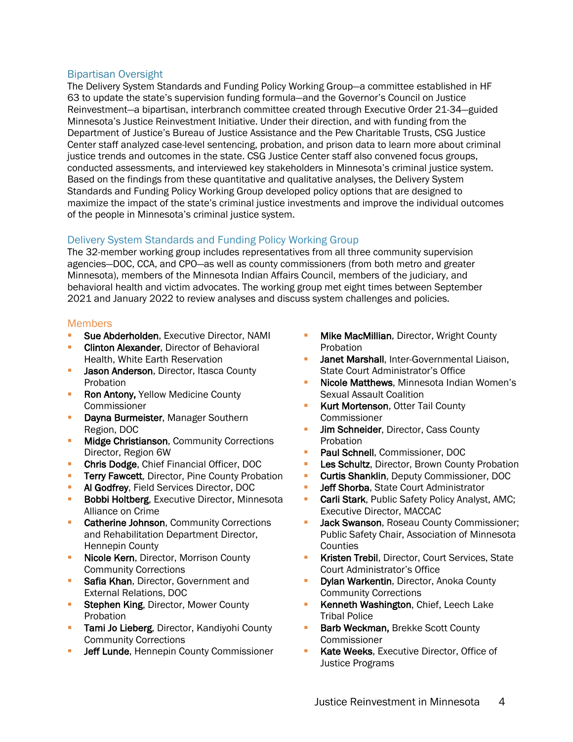## Bipartisan Oversight

The Delivery System Standards and Funding Policy Working Group—a committee established in HF 63 to update the state's supervision funding formula—and the Governor's Council on Justice Reinvestment—a bipartisan, interbranch committee created through Executive Order 21-34—guided Minnesota's Justice Reinvestment Initiative. Under their direction, and with funding from the Department of Justice's Bureau of Justice Assistance and the Pew Charitable Trusts, CSG Justice Center staff analyzed case-level sentencing, probation, and prison data to learn more about criminal justice trends and outcomes in the state. CSG Justice Center staff also convened focus groups, conducted assessments, and interviewed key stakeholders in Minnesota's criminal justice system. Based on the findings from these quantitative and qualitative analyses, the Delivery System Standards and Funding Policy Working Group developed policy options that are designed to maximize the impact of the state's criminal justice investments and improve the individual outcomes of the people in Minnesota's criminal justice system.

## Delivery System Standards and Funding Policy Working Group

The 32-member working group includes representatives from all three community supervision agencies—DOC, CCA, and CPO—as well as county commissioners (from both metro and greater Minnesota), members of the Minnesota Indian Affairs Council, members of the judiciary, and behavioral health and victim advocates. The working group met eight times between September 2021 and January 2022 to review analyses and discuss system challenges and policies.

### Members

- **Sue Abderholden**, Executive Director, NAMI
- **Clinton Alexander**, Director of Behavioral Health, White Earth Reservation
- **Jason Anderson**, Director, Itasca County Probation
- **Ron Antony,** Yellow Medicine County Commissioner
- **Dayna Burmeister**, Manager Southern Region, DOC
- **Midge Christianson**, Community Corrections Director, Region 6W
- **Chris Dodge**, Chief Financial Officer, DOC
- **Terry Fawcett**, Director, Pine County Probation
- **Al Godfrey**, Field Services Director, DOC
- **Bobbi Holtberg**, Executive Director, Minnesota Alliance on Crime
- **Catherine Johnson**, Community Corrections and Rehabilitation Department Director, Hennepin County
- **Nicole Kern**, Director, Morrison County Community Corrections
- **Safia Khan**, Director, Government and External Relations, DOC
- **Stephen King**, Director, Mower County Probation
- **Tami Jo Lieberg**, Director, Kandiyohi County Community Corrections
- **Jeff Lunde**, Hennepin County Commissioner
- **Mike MacMillian**, Director, Wright County Probation
- **Janet Marshall**, Inter-Governmental Liaison, State Court Administrator's Office
- **Nicole Matthews**, Minnesota Indian Women's Sexual Assault Coalition
- **Kurt Mortenson**, Otter Tail County Commissioner
- **Jim Schneider**, Director, Cass County Probation
- **Paul Schnell**, Commissioner, DOC
- **Les Schultz**, Director, Brown County Probation
- **Curtis Shanklin**, Deputy Commissioner, DOC
- **Jeff Shorba**, State Court Administrator
- **Carli Stark**, Public Safety Policy Analyst, AMC; Executive Director, MACCAC
- **Jack Swanson**, Roseau County Commissioner; Public Safety Chair, Association of Minnesota Counties
- **Kristen Trebil**, Director, Court Services, State Court Administrator's Office
- **Dylan Warkentin**, Director, Anoka County Community Corrections
- **Kenneth Washington**, Chief, Leech Lake Tribal Police
- **Barb Weckman,** Brekke Scott County Commissioner
- **Kate Weeks**, Executive Director, Office of Justice Programs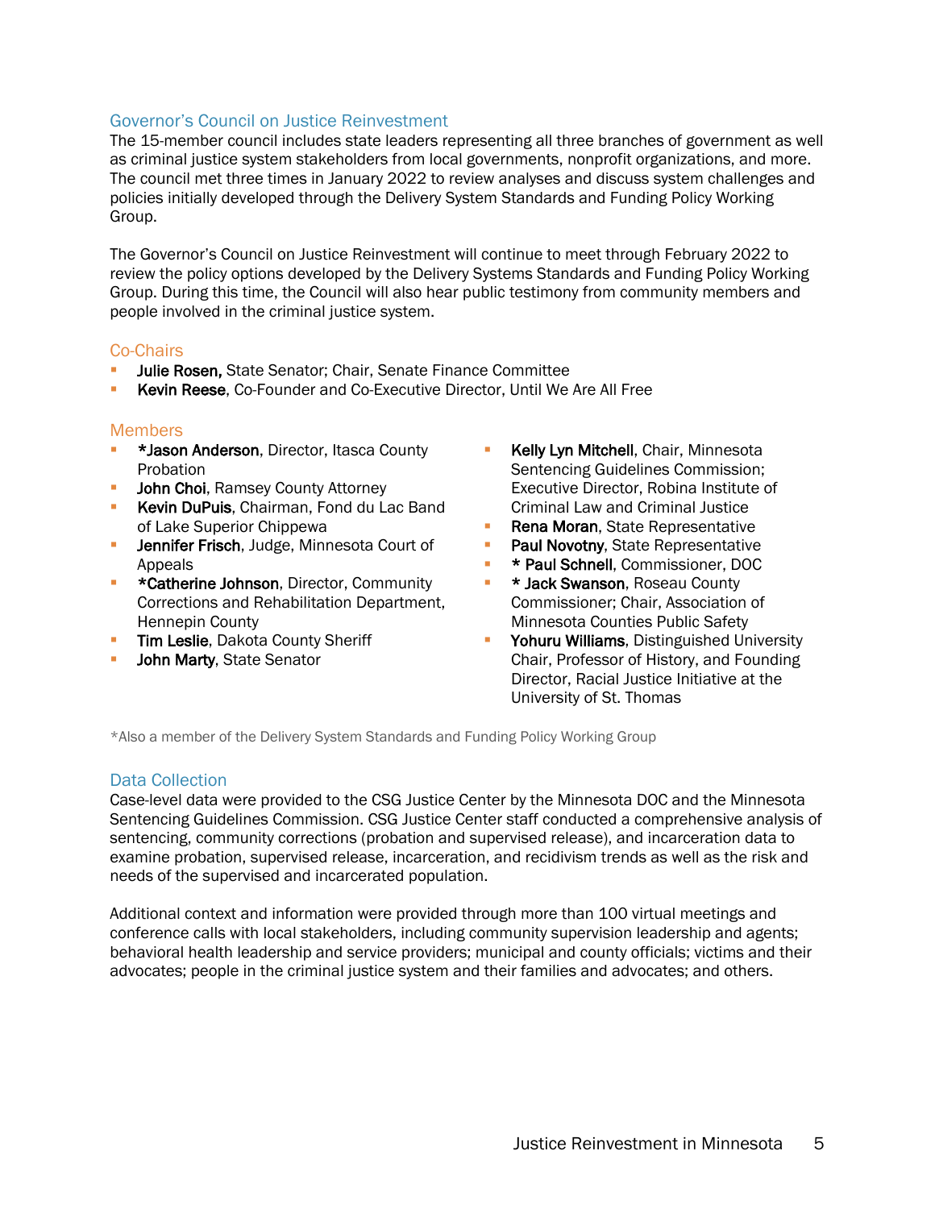## Governor's Council on Justice Reinvestment

The 15-member council includes state leaders representing all three branches of government as well as criminal justice system stakeholders from local governments, nonprofit organizations, and more. The council met three times in January 2022 to review analyses and discuss system challenges and policies initially developed through the Delivery System Standards and Funding Policy Working Group.

The Governor's Council on Justice Reinvestment will continue to meet through February 2022 to review the policy options developed by the Delivery Systems Standards and Funding Policy Working Group. During this time, the Council will also hear public testimony from community members and people involved in the criminal justice system.

### Co-Chairs

- **Julie Rosen,** State Senator; Chair, Senate Finance Committee
- **Kevin Reese**, Co-Founder and Co-Executive Director, Until We Are All Free

### Members

- ***Jason Anderson**, Director, Itasca County Probation
- **John Choi**, Ramsey County Attorney
- **Kevin DuPuis**, Chairman, Fond du Lac Band of Lake Superior Chippewa
- **Jennifer Frisch**, Judge, Minnesota Court of Appeals
- ***Catherine Johnson**, Director, Community Corrections and Rehabilitation Department, Hennepin County
- **Tim Leslie**, Dakota County Sheriff
- **John Marty**, State Senator
- **Kelly Lyn Mitchell**, Chair, Minnesota Sentencing Guidelines Commission; Executive Director, Robina Institute of Criminal Law and Criminal Justice
- **Rena Moran**, State Representative
- **Paul Novotny**, State Representative
- *** Paul Schnell**, Commissioner, DOC
- *** Jack Swanson**, Roseau County Commissioner; Chair, Association of Minnesota Counties Public Safety
- **Yohuru Williams**, Distinguished University Chair, Professor of History, and Founding Director, Racial Justice Initiative at the University of St. Thomas

*Also a member of the Delivery System Standards and Funding Policy Working Group

## Data Collection

Case-level data were provided to the CSG Justice Center by the Minnesota DOC and the Minnesota Sentencing Guidelines Commission. CSG Justice Center staff conducted a comprehensive analysis of sentencing, community corrections (probation and supervised release), and incarceration data to examine probation, supervised release, incarceration, and recidivism trends as well as the risk and needs of the supervised and incarcerated population.

Additional context and information were provided through more than 100 virtual meetings and conference calls with local stakeholders, including community supervision leadership and agents; behavioral health leadership and service providers; municipal and county officials; victims and their advocates; people in the criminal justice system and their families and advocates; and others.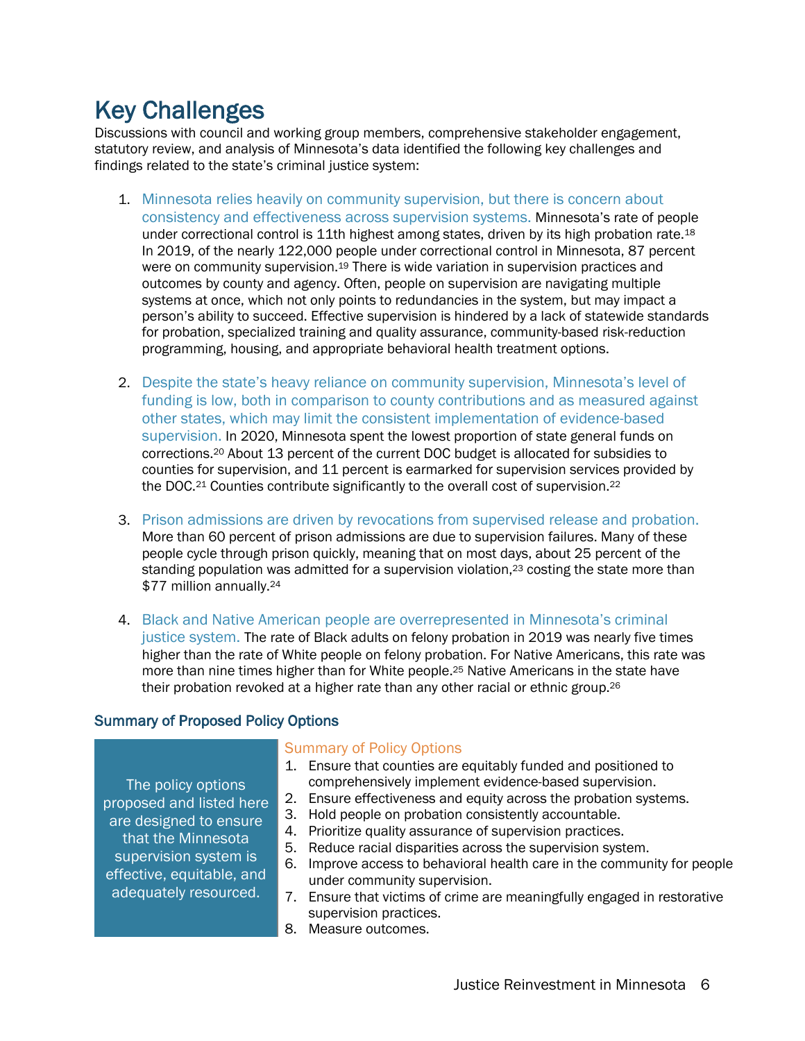# Key Challenges

Discussions with council and working group members, comprehensive stakeholder engagement, statutory review, and analysis of Minnesota's data identified the following key challenges and findings related to the state's criminal justice system:

1. Minnesota relies heavily on community supervision, but there is concern about consistency and effectiveness across supervision systems. Minnesota's rate of people under correctional control is 11th highest among states, driven by its high probation rate.[18] In 2019, of the nearly 122,000 people under correctional control in Minnesota, 87 percent were on community supervision.[19] There is wide variation in supervision practices and outcomes by county and agency. Often, people on supervision are navigating multiple systems at once, which not only points to redundancies in the system, but may impact a person's ability to succeed. Effective supervision is hindered by a lack of statewide standards for probation, specialized training and quality assurance, community-based risk-reduction programming, housing, and appropriate behavioral health treatment options.

2. Despite the state's heavy reliance on community supervision, Minnesota's level of funding is low, both in comparison to county contributions and as measured against other states, which may limit the consistent implementation of evidence-based supervision. In 2020, Minnesota spent the lowest proportion of state general funds on corrections.[20] About 13 percent of the current DOC budget is allocated for subsidies to counties for supervision, and 11 percent is earmarked for supervision services provided by the DOC.[21] Counties contribute significantly to the overall cost of supervision.[22]

3. Prison admissions are driven by revocations from supervised release and probation. More than 60 percent of prison admissions are due to supervision failures. Many of these people cycle through prison quickly, meaning that on most days, about 25 percent of the standing population was admitted for a supervision violation,[23] costing the state more than $77 million annually.[24]

4. Black and Native American people are overrepresented in Minnesota's criminal justice system. The rate of Black adults on felony probation in 2019 was nearly five times higher than the rate of White people on felony probation. For Native Americans, this rate was more than nine times higher than for White people.[25] Native Americans in the state have their probation revoked at a higher rate than any other racial or ethnic group.[26]

### Summary of Proposed Policy Options

The policy options proposed and listed here are designed to ensure that the Minnesota supervision system is effective, equitable, and adequately resourced.

#### Summary of Policy Options

1. Ensure that counties are equitably funded and positioned to comprehensively implement evidence-based supervision.
2. Ensure effectiveness and equity across the probation systems.
3. Hold people on probation consistently accountable.
4. Prioritize quality assurance of supervision practices.
5. Reduce racial disparities across the supervision system.
6. Improve access to behavioral health care in the community for people under community supervision.
7. Ensure that victims of crime are meaningfully engaged in restorative supervision practices.
8. Measure outcomes.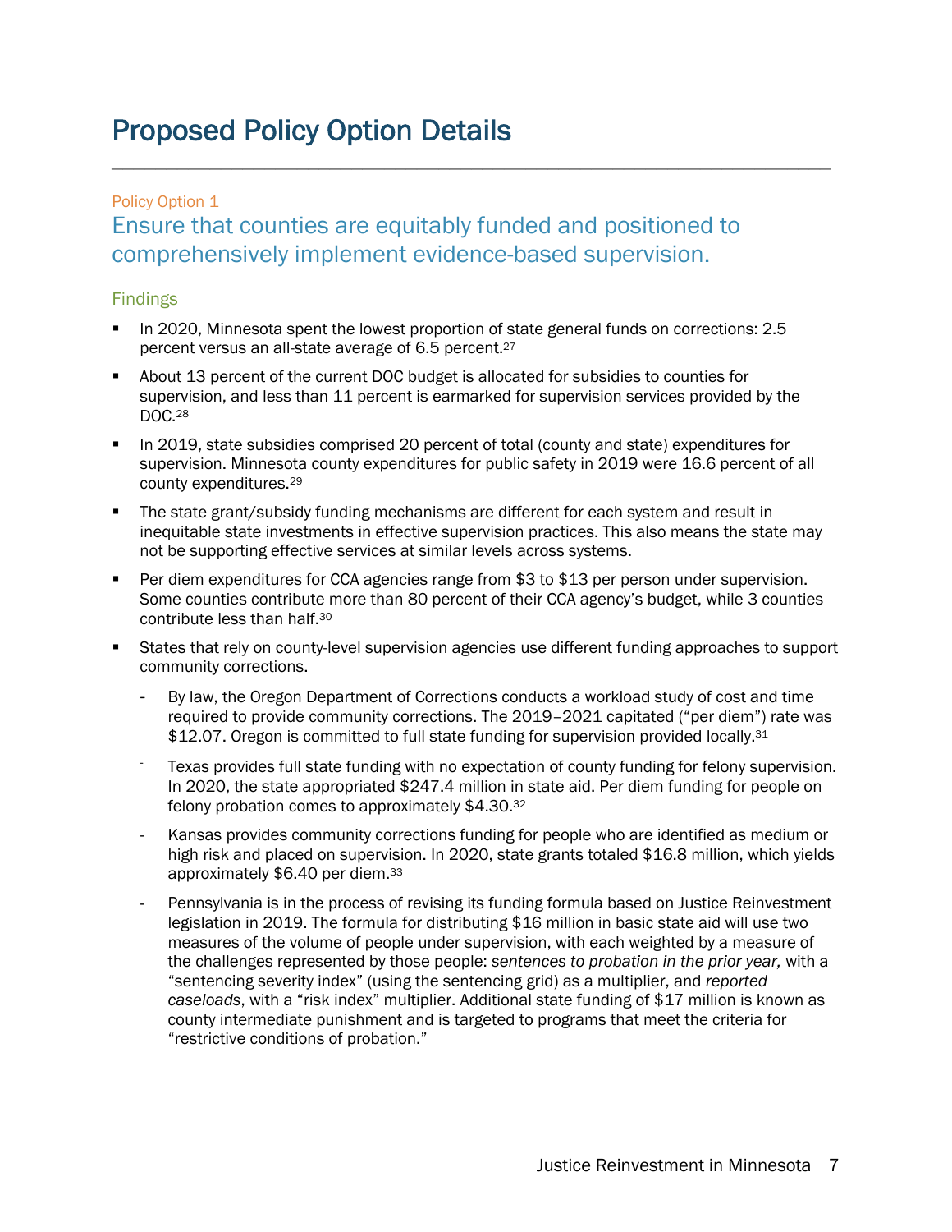# Proposed Policy Option Details

Policy Option 1

## Ensure that counties are equitably funded and positioned to comprehensively implement evidence-based supervision.

### Findings

- In 2020, Minnesota spent the lowest proportion of state general funds on corrections: 2.5 percent versus an all-state average of 6.5 percent.[27]
- About 13 percent of the current DOC budget is allocated for subsidies to counties for supervision, and less than 11 percent is earmarked for supervision services provided by the DOC.[28]
- In 2019, state subsidies comprised 20 percent of total (county and state) expenditures for supervision. Minnesota county expenditures for public safety in 2019 were 16.6 percent of all county expenditures.[29]
- The state grant/subsidy funding mechanisms are different for each system and result in inequitable state investments in effective supervision practices. This also means the state may not be supporting effective services at similar levels across systems.
- Per diem expenditures for CCA agencies range from $3 to $13 per person under supervision. Some counties contribute more than 80 percent of their CCA agency's budget, while 3 counties contribute less than half.[30]
- States that rely on county-level supervision agencies use different funding approaches to support community corrections.
  - By law, the Oregon Department of Corrections conducts a workload study of cost and time required to provide community corrections. The 2019–2021 capitated ("per diem") rate was $12.07. Oregon is committed to full state funding for supervision provided locally.[31]
  - Texas provides full state funding with no expectation of county funding for felony supervision. In 2020, the state appropriated $247.4 million in state aid. Per diem funding for people on felony probation comes to approximately $4.30.[32]
  - Kansas provides community corrections funding for people who are identified as medium or high risk and placed on supervision. In 2020, state grants totaled $16.8 million, which yields approximately $6.40 per diem.[33]
  - Pennsylvania is in the process of revising its funding formula based on Justice Reinvestment legislation in 2019. The formula for distributing $16 million in basic state aid will use two measures of the volume of people under supervision, with each weighted by a measure of the challenges represented by those people: *sentences to probation in the prior year,* with a "sentencing severity index" (using the sentencing grid) as a multiplier, and *reported caseloads*, with a "risk index" multiplier. Additional state funding of $17 million is known as county intermediate punishment and is targeted to programs that meet the criteria for "restrictive conditions of probation."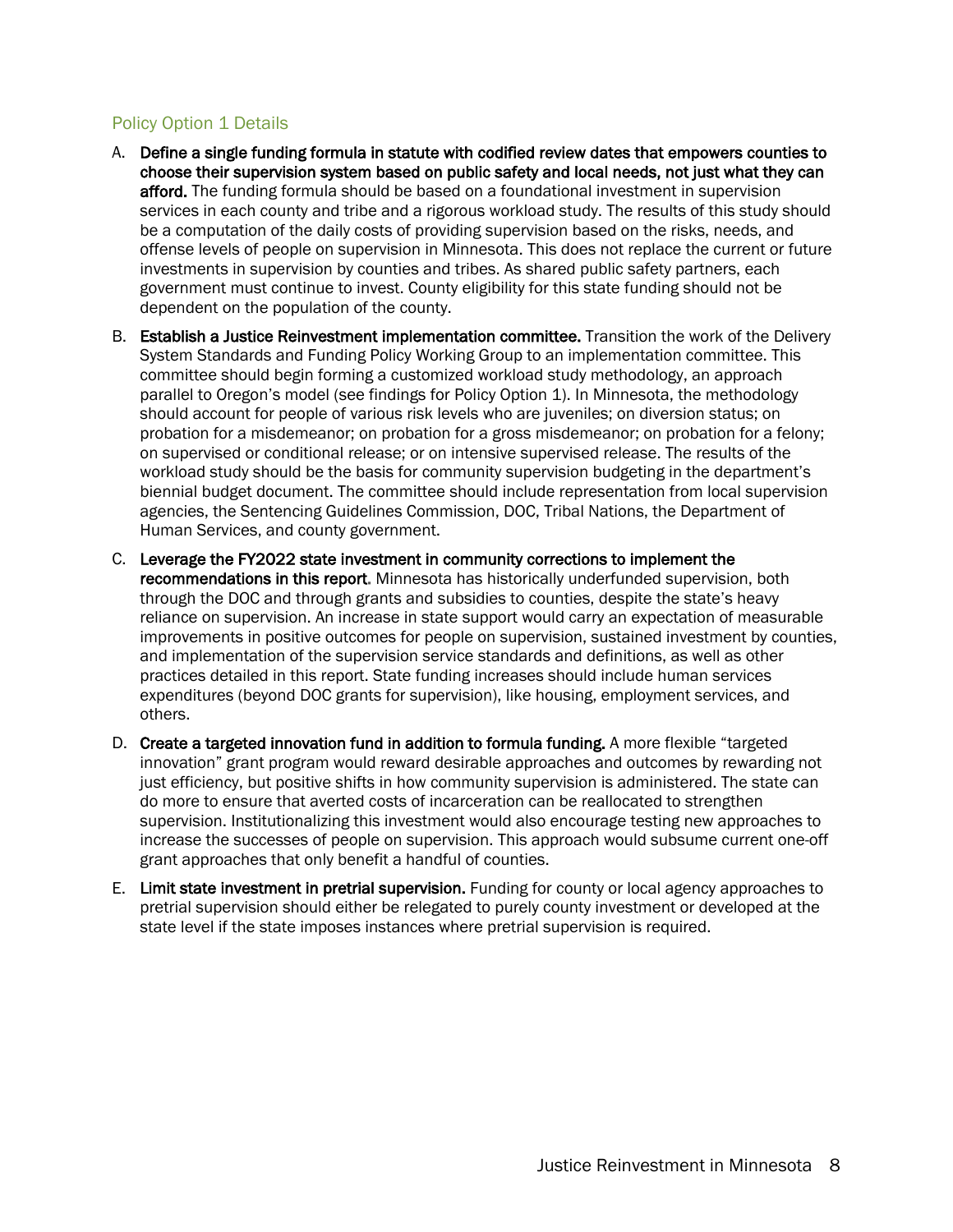### Policy Option 1 Details

A. **Define a single funding formula in statute with codified review dates that empowers counties to choose their supervision system based on public safety and local needs, not just what they can afford.** The funding formula should be based on a foundational investment in supervision services in each county and tribe and a rigorous workload study. The results of this study should be a computation of the daily costs of providing supervision based on the risks, needs, and offense levels of people on supervision in Minnesota. This does not replace the current or future investments in supervision by counties and tribes. As shared public safety partners, each government must continue to invest. County eligibility for this state funding should not be dependent on the population of the county.

B. **Establish a Justice Reinvestment implementation committee.** Transition the work of the Delivery System Standards and Funding Policy Working Group to an implementation committee. This committee should begin forming a customized workload study methodology, an approach parallel to Oregon's model (see findings for Policy Option 1). In Minnesota, the methodology should account for people of various risk levels who are juveniles; on diversion status; on probation for a misdemeanor; on probation for a gross misdemeanor; on probation for a felony; on supervised or conditional release; or on intensive supervised release. The results of the workload study should be the basis for community supervision budgeting in the department's biennial budget document. The committee should include representation from local supervision agencies, the Sentencing Guidelines Commission, DOC, Tribal Nations, the Department of Human Services, and county government.

C. **Leverage the FY2022 state investment in community corrections to implement the recommendations in this report.** Minnesota has historically underfunded supervision, both through the DOC and through grants and subsidies to counties, despite the state's heavy reliance on supervision. An increase in state support would carry an expectation of measurable improvements in positive outcomes for people on supervision, sustained investment by counties, and implementation of the supervision service standards and definitions, as well as other practices detailed in this report. State funding increases should include human services expenditures (beyond DOC grants for supervision), like housing, employment services, and others.

D. **Create a targeted innovation fund in addition to formula funding.** A more flexible "targeted innovation" grant program would reward desirable approaches and outcomes by rewarding not just efficiency, but positive shifts in how community supervision is administered. The state can do more to ensure that averted costs of incarceration can be reallocated to strengthen supervision. Institutionalizing this investment would also encourage testing new approaches to increase the successes of people on supervision. This approach would subsume current one-off grant approaches that only benefit a handful of counties.

E. **Limit state investment in pretrial supervision.** Funding for county or local agency approaches to pretrial supervision should either be relegated to purely county investment or developed at the state level if the state imposes instances where pretrial supervision is required.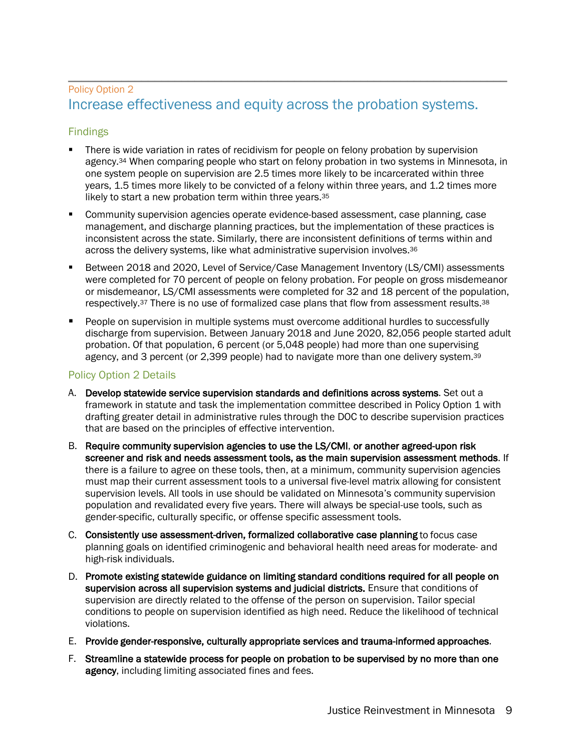Policy Option 2

## Increase effectiveness and equity across the probation systems.

### Findings

- There is wide variation in rates of recidivism for people on felony probation by supervision agency.[34] When comparing people who start on felony probation in two systems in Minnesota, in one system people on supervision are 2.5 times more likely to be incarcerated within three years, 1.5 times more likely to be convicted of a felony within three years, and 1.2 times more likely to start a new probation term within three years.[35]
- Community supervision agencies operate evidence-based assessment, case planning, case management, and discharge planning practices, but the implementation of these practices is inconsistent across the state. Similarly, there are inconsistent definitions of terms within and across the delivery systems, like what administrative supervision involves.[36]
- Between 2018 and 2020, Level of Service/Case Management Inventory (LS/CMI) assessments were completed for 70 percent of people on felony probation. For people on gross misdemeanor or misdemeanor, LS/CMI assessments were completed for 32 and 18 percent of the population, respectively.[37] There is no use of formalized case plans that flow from assessment results.[38]
- People on supervision in multiple systems must overcome additional hurdles to successfully discharge from supervision. Between January 2018 and June 2020, 82,056 people started adult probation. Of that population, 6 percent (or 5,048 people) had more than one supervising agency, and 3 percent (or 2,399 people) had to navigate more than one delivery system.[39]

### Policy Option 2 Details

A. **Develop statewide service supervision standards and definitions across systems**. Set out a framework in statute and task the implementation committee described in Policy Option 1 with drafting greater detail in administrative rules through the DOC to describe supervision practices that are based on the principles of effective intervention.

B. **Require community supervision agencies to use the LS/CMI, or another agreed-upon risk screener and risk and needs assessment tools, as the main supervision assessment methods**. If there is a failure to agree on these tools, then, at a minimum, community supervision agencies must map their current assessment tools to a universal five-level matrix allowing for consistent supervision levels. All tools in use should be validated on Minnesota's community supervision population and revalidated every five years. There will always be special-use tools, such as gender-specific, culturally specific, or offense specific assessment tools.

C. **Consistently use assessment-driven, formalized collaborative case planning** to focus case planning goals on identified criminogenic and behavioral health need areas for moderate- and high-risk individuals.

D. **Promote existing statewide guidance on limiting standard conditions required for all people on supervision across all supervision systems and judicial districts.** Ensure that conditions of supervision are directly related to the offense of the person on supervision. Tailor special conditions to people on supervision identified as high need. Reduce the likelihood of technical violations.

E. **Provide gender-responsive, culturally appropriate services and trauma-informed approaches**.

F. **Streamline a statewide process for people on probation to be supervised by no more than one agency**, including limiting associated fines and fees.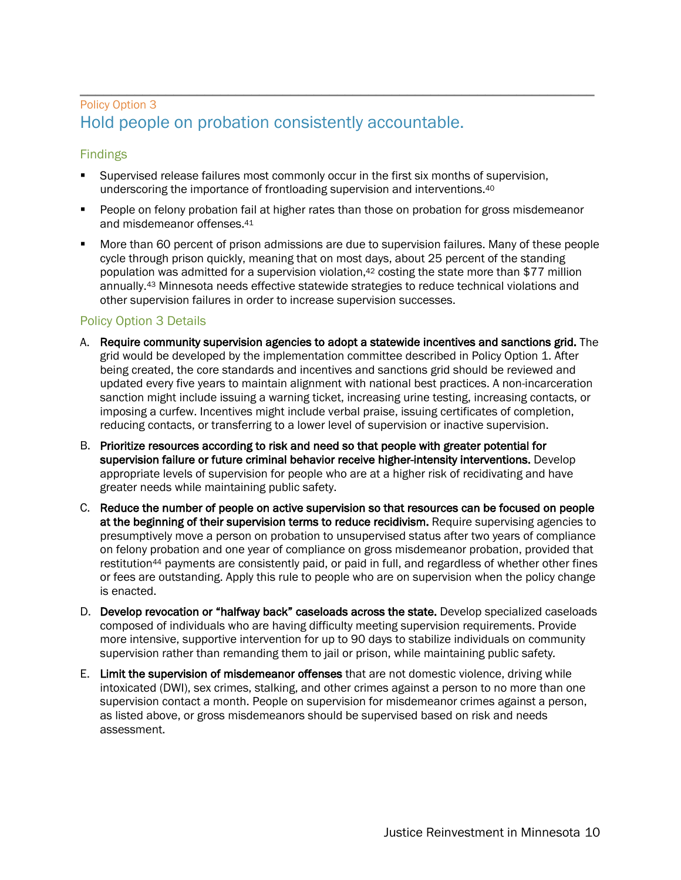Policy Option 3

## Hold people on probation consistently accountable.

### Findings

- Supervised release failures most commonly occur in the first six months of supervision, underscoring the importance of frontloading supervision and interventions.[40]
- People on felony probation fail at higher rates than those on probation for gross misdemeanor and misdemeanor offenses.[41]
- More than 60 percent of prison admissions are due to supervision failures. Many of these people cycle through prison quickly, meaning that on most days, about 25 percent of the standing population was admitted for a supervision violation,[42] costing the state more than $77 million annually.[43] Minnesota needs effective statewide strategies to reduce technical violations and other supervision failures in order to increase supervision successes.

### Policy Option 3 Details

A. **Require community supervision agencies to adopt a statewide incentives and sanctions grid.** The grid would be developed by the implementation committee described in Policy Option 1. After being created, the core standards and incentives and sanctions grid should be reviewed and updated every five years to maintain alignment with national best practices. A non-incarceration sanction might include issuing a warning ticket, increasing urine testing, increasing contacts, or imposing a curfew. Incentives might include verbal praise, issuing certificates of completion, reducing contacts, or transferring to a lower level of supervision or inactive supervision.

B. **Prioritize resources according to risk and need so that people with greater potential for supervision failure or future criminal behavior receive higher-intensity interventions.** Develop appropriate levels of supervision for people who are at a higher risk of recidivating and have greater needs while maintaining public safety.

C. **Reduce the number of people on active supervision so that resources can be focused on people at the beginning of their supervision terms to reduce recidivism.** Require supervising agencies to presumptively move a person on probation to unsupervised status after two years of compliance on felony probation and one year of compliance on gross misdemeanor probation, provided that restitution[44] payments are consistently paid, or paid in full, and regardless of whether other fines or fees are outstanding. Apply this rule to people who are on supervision when the policy change is enacted.

D. **Develop revocation or "halfway back" caseloads across the state.** Develop specialized caseloads composed of individuals who are having difficulty meeting supervision requirements. Provide more intensive, supportive intervention for up to 90 days to stabilize individuals on community supervision rather than remanding them to jail or prison, while maintaining public safety.

E. **Limit the supervision of misdemeanor offenses** that are not domestic violence, driving while intoxicated (DWI), sex crimes, stalking, and other crimes against a person to no more than one supervision contact a month. People on supervision for misdemeanor crimes against a person, as listed above, or gross misdemeanors should be supervised based on risk and needs assessment.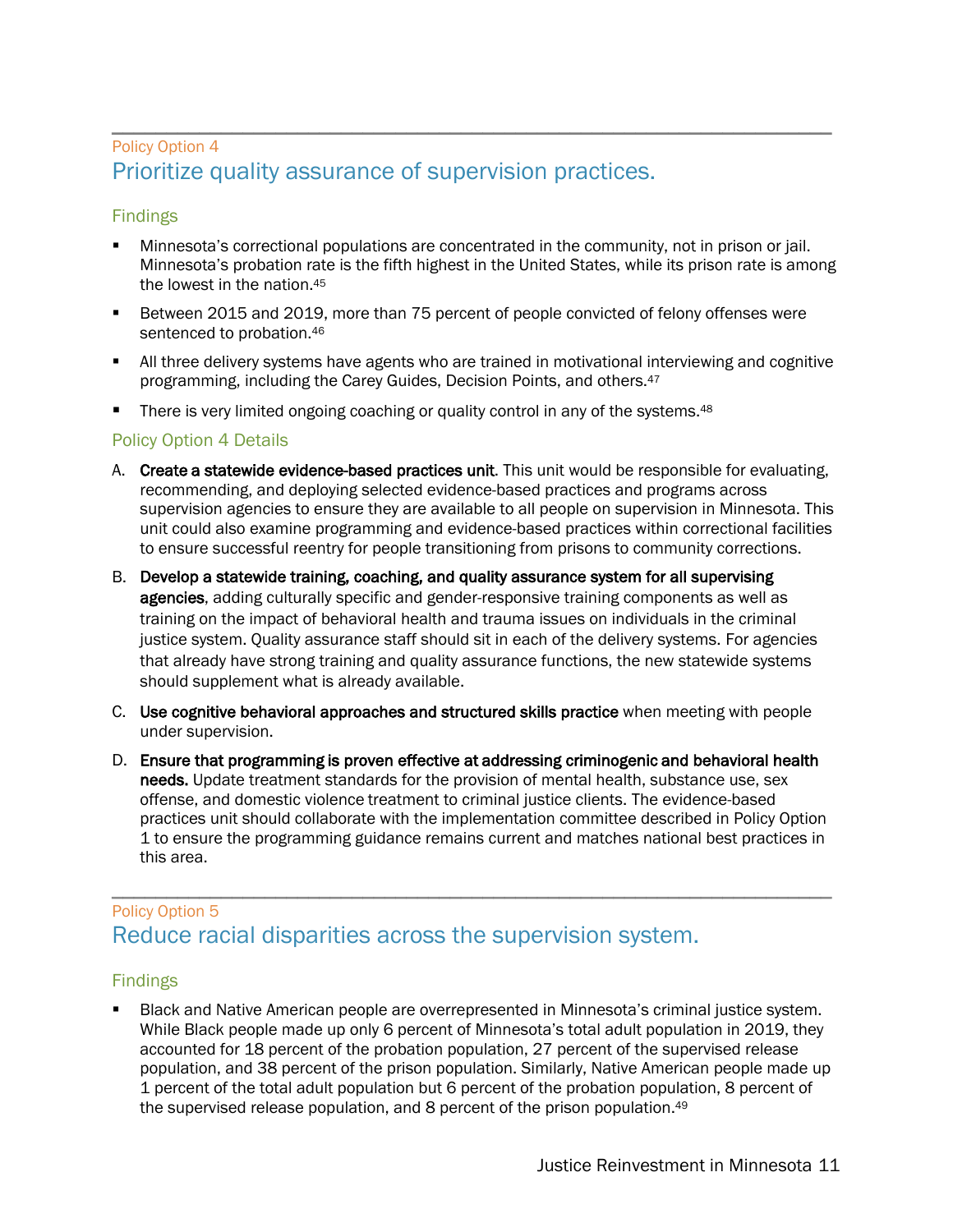Policy Option 4

## Prioritize quality assurance of supervision practices.

### Findings

- Minnesota's correctional populations are concentrated in the community, not in prison or jail. Minnesota's probation rate is the fifth highest in the United States, while its prison rate is among the lowest in the nation.[45]
- Between 2015 and 2019, more than 75 percent of people convicted of felony offenses were sentenced to probation.[46]
- All three delivery systems have agents who are trained in motivational interviewing and cognitive programming, including the Carey Guides, Decision Points, and others.[47]
- There is very limited ongoing coaching or quality control in any of the systems.[48]

### Policy Option 4 Details

A. **Create a statewide evidence-based practices unit.** This unit would be responsible for evaluating, recommending, and deploying selected evidence-based practices and programs across supervision agencies to ensure they are available to all people on supervision in Minnesota. This unit could also examine programming and evidence-based practices within correctional facilities to ensure successful reentry for people transitioning from prisons to community corrections.

B. **Develop a statewide training, coaching, and quality assurance system for all supervising agencies**, adding culturally specific and gender-responsive training components as well as training on the impact of behavioral health and trauma issues on individuals in the criminal justice system. Quality assurance staff should sit in each of the delivery systems. For agencies that already have strong training and quality assurance functions, the new statewide systems should supplement what is already available.

C. **Use cognitive behavioral approaches and structured skills practice** when meeting with people under supervision.

D. **Ensure that programming is proven effective at addressing criminogenic and behavioral health needs.** Update treatment standards for the provision of mental health, substance use, sex offense, and domestic violence treatment to criminal justice clients. The evidence-based practices unit should collaborate with the implementation committee described in Policy Option 1 to ensure the programming guidance remains current and matches national best practices in this area.

---

Policy Option 5

## Reduce racial disparities across the supervision system.

### Findings

- Black and Native American people are overrepresented in Minnesota's criminal justice system. While Black people made up only 6 percent of Minnesota's total adult population in 2019, they accounted for 18 percent of the probation population, 27 percent of the supervised release population, and 38 percent of the prison population. Similarly, Native American people made up 1 percent of the total adult population but 6 percent of the probation population, 8 percent of the supervised release population, and 8 percent of the prison population.[49]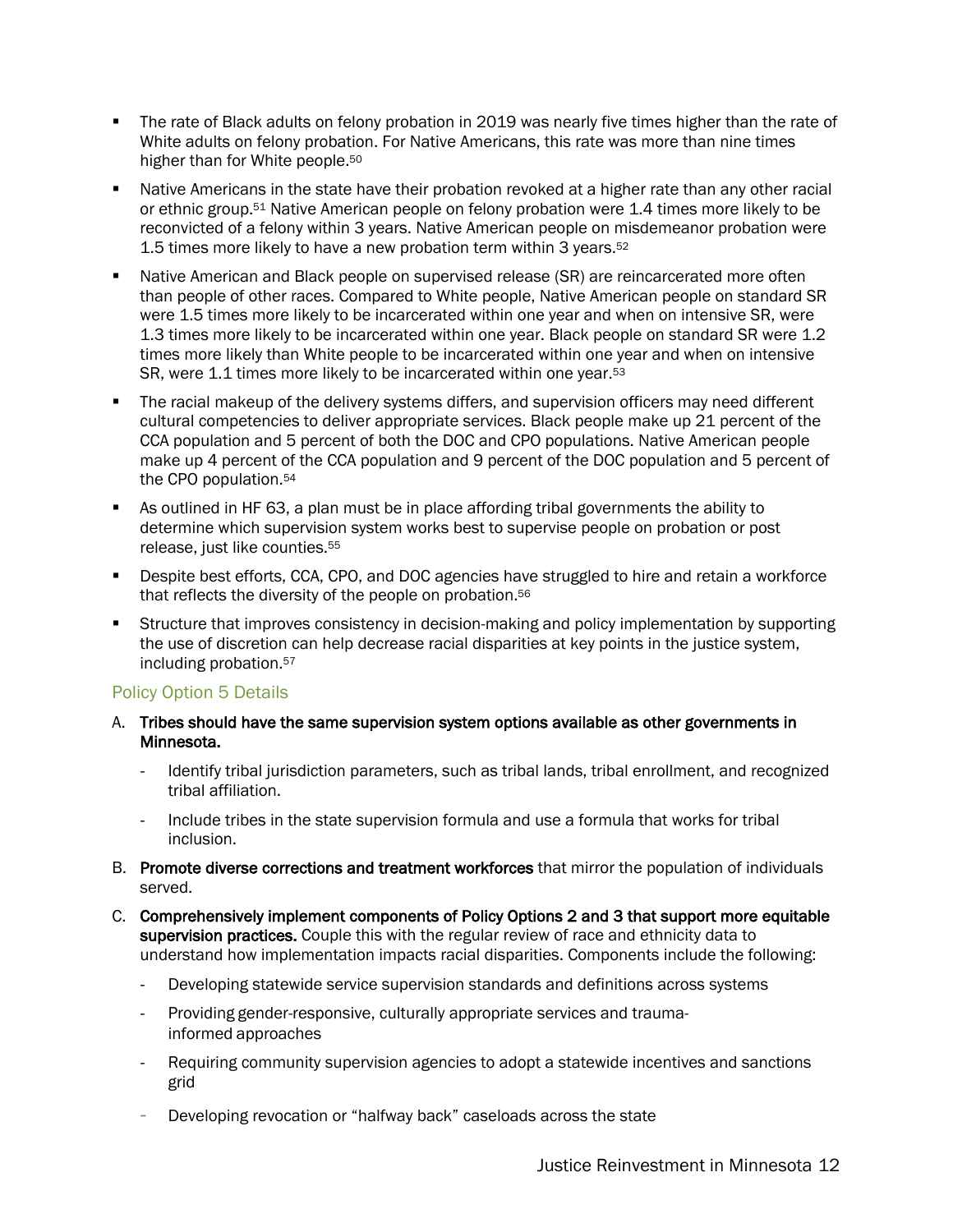- The rate of Black adults on felony probation in 2019 was nearly five times higher than the rate of White adults on felony probation. For Native Americans, this rate was more than nine times higher than for White people.[50]
- Native Americans in the state have their probation revoked at a higher rate than any other racial or ethnic group.[51] Native American people on felony probation were 1.4 times more likely to be reconvicted of a felony within 3 years. Native American people on misdemeanor probation were 1.5 times more likely to have a new probation term within 3 years.[52]
- Native American and Black people on supervised release (SR) are reincarcerated more often than people of other races. Compared to White people, Native American people on standard SR were 1.5 times more likely to be incarcerated within one year and when on intensive SR, were 1.3 times more likely to be incarcerated within one year. Black people on standard SR were 1.2 times more likely than White people to be incarcerated within one year and when on intensive SR, were 1.1 times more likely to be incarcerated within one year.[53]
- The racial makeup of the delivery systems differs, and supervision officers may need different cultural competencies to deliver appropriate services. Black people make up 21 percent of the CCA population and 5 percent of both the DOC and CPO populations. Native American people make up 4 percent of the CCA population and 9 percent of the DOC population and 5 percent of the CPO population.[54]
- As outlined in HF 63, a plan must be in place affording tribal governments the ability to determine which supervision system works best to supervise people on probation or post release, just like counties.[55]
- Despite best efforts, CCA, CPO, and DOC agencies have struggled to hire and retain a workforce that reflects the diversity of the people on probation.[56]
- Structure that improves consistency in decision-making and policy implementation by supporting the use of discretion can help decrease racial disparities at key points in the justice system, including probation.[57]

### Policy Option 5 Details

A. **Tribes should have the same supervision system options available as other governments in Minnesota.**
   - Identify tribal jurisdiction parameters, such as tribal lands, tribal enrollment, and recognized tribal affiliation.
   - Include tribes in the state supervision formula and use a formula that works for tribal inclusion.

B. **Promote diverse corrections and treatment workforces** that mirror the population of individuals served.

C. **Comprehensively implement components of Policy Options 2 and 3 that support more equitable supervision practices.** Couple this with the regular review of race and ethnicity data to understand how implementation impacts racial disparities. Components include the following:
   - Developing statewide service supervision standards and definitions across systems
   - Providing gender-responsive, culturally appropriate services and trauma-informed approaches
   - Requiring community supervision agencies to adopt a statewide incentives and sanctions grid
   - Developing revocation or "halfway back" caseloads across the state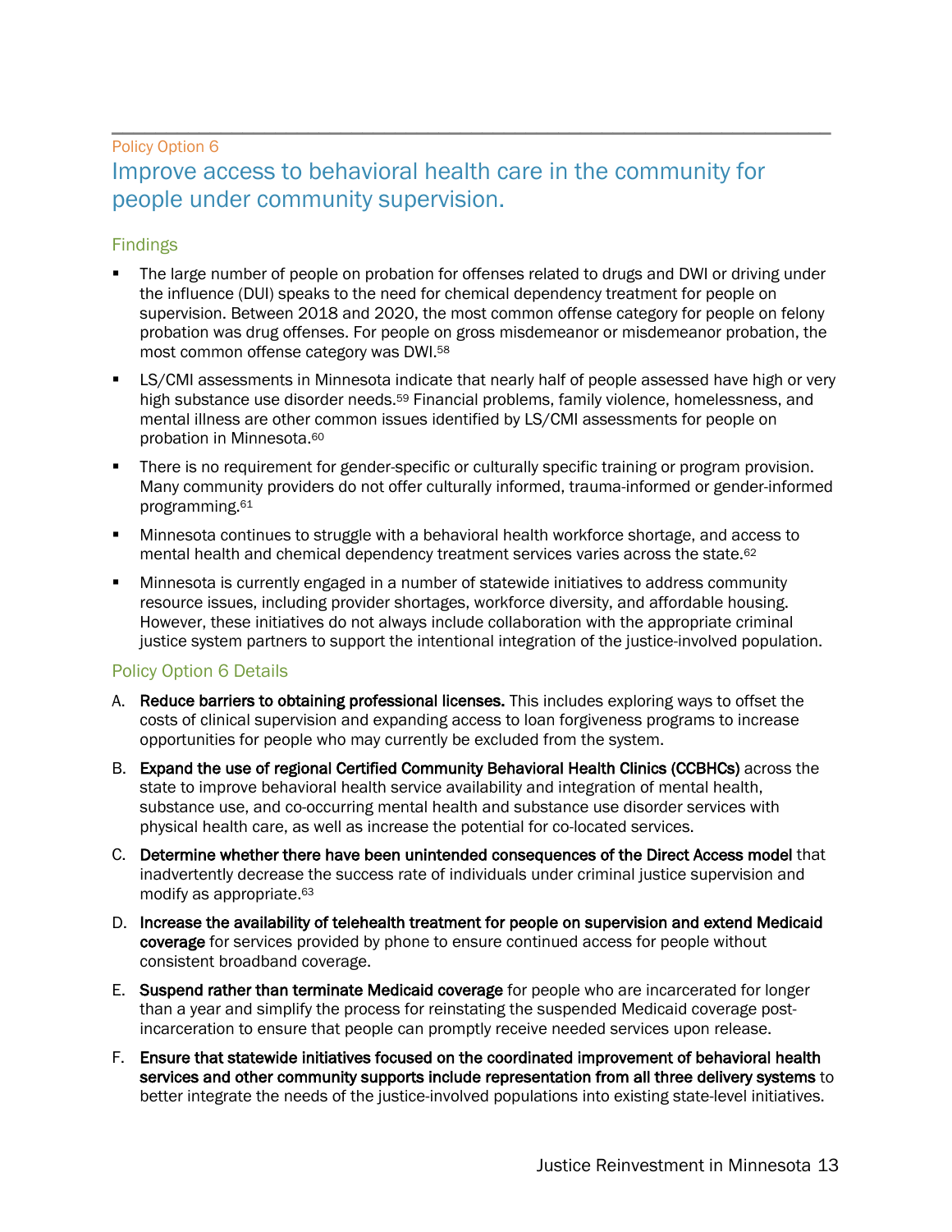Policy Option 6

## Improve access to behavioral health care in the community for people under community supervision.

### Findings

- The large number of people on probation for offenses related to drugs and DWI or driving under the influence (DUI) speaks to the need for chemical dependency treatment for people on supervision. Between 2018 and 2020, the most common offense category for people on felony probation was drug offenses. For people on gross misdemeanor or misdemeanor probation, the most common offense category was DWI.[58]
- LS/CMI assessments in Minnesota indicate that nearly half of people assessed have high or very high substance use disorder needs.[59] Financial problems, family violence, homelessness, and mental illness are other common issues identified by LS/CMI assessments for people on probation in Minnesota.[60]
- There is no requirement for gender-specific or culturally specific training or program provision. Many community providers do not offer culturally informed, trauma-informed or gender-informed programming.[61]
- Minnesota continues to struggle with a behavioral health workforce shortage, and access to mental health and chemical dependency treatment services varies across the state.[62]
- Minnesota is currently engaged in a number of statewide initiatives to address community resource issues, including provider shortages, workforce diversity, and affordable housing. However, these initiatives do not always include collaboration with the appropriate criminal justice system partners to support the intentional integration of the justice-involved population.

### Policy Option 6 Details

A. **Reduce barriers to obtaining professional licenses.** This includes exploring ways to offset the costs of clinical supervision and expanding access to loan forgiveness programs to increase opportunities for people who may currently be excluded from the system.

B. **Expand the use of regional Certified Community Behavioral Health Clinics (CCBHCs)** across the state to improve behavioral health service availability and integration of mental health, substance use, and co-occurring mental health and substance use disorder services with physical health care, as well as increase the potential for co-located services.

C. **Determine whether there have been unintended consequences of the Direct Access model** that inadvertently decrease the success rate of individuals under criminal justice supervision and modify as appropriate.[63]

D. **Increase the availability of telehealth treatment for people on supervision and extend Medicaid coverage** for services provided by phone to ensure continued access for people without consistent broadband coverage.

E. **Suspend rather than terminate Medicaid coverage** for people who are incarcerated for longer than a year and simplify the process for reinstating the suspended Medicaid coverage post-incarceration to ensure that people can promptly receive needed services upon release.

F. **Ensure that statewide initiatives focused on the coordinated improvement of behavioral health services and other community supports include representation from all three delivery systems** to better integrate the needs of the justice-involved populations into existing state-level initiatives.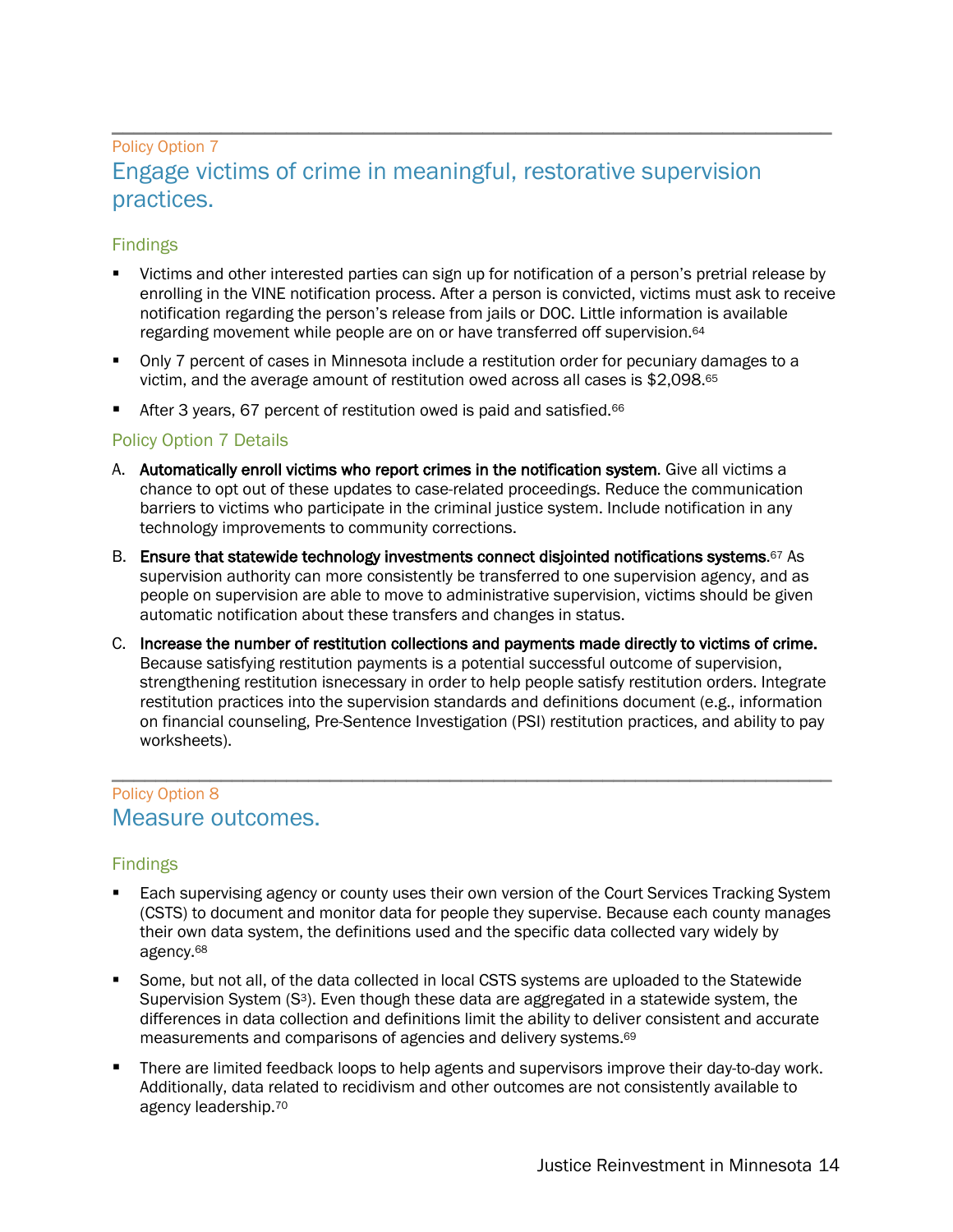Policy Option 7

## Engage victims of crime in meaningful, restorative supervision practices.

### Findings

- Victims and other interested parties can sign up for notification of a person's pretrial release by enrolling in the VINE notification process. After a person is convicted, victims must ask to receive notification regarding the person's release from jails or DOC. Little information is available regarding movement while people are on or have transferred off supervision.[64]
- Only 7 percent of cases in Minnesota include a restitution order for pecuniary damages to a victim, and the average amount of restitution owed across all cases is $2,098.[65]
- After 3 years, 67 percent of restitution owed is paid and satisfied.[66]

### Policy Option 7 Details

A. **Automatically enroll victims who report crimes in the notification system**. Give all victims a chance to opt out of these updates to case-related proceedings. Reduce the communication barriers to victims who participate in the criminal justice system. Include notification in any technology improvements to community corrections.

B. **Ensure that statewide technology investments connect disjointed notifications systems**.[67] As supervision authority can more consistently be transferred to one supervision agency, and as people on supervision are able to move to administrative supervision, victims should be given automatic notification about these transfers and changes in status.

C. **Increase the number of restitution collections and payments made directly to victims of crime.** Because satisfying restitution payments is a potential successful outcome of supervision, strengthening restitution isnecessary in order to help people satisfy restitution orders. Integrate restitution practices into the supervision standards and definitions document (e.g., information on financial counseling, Pre-Sentence Investigation (PSI) restitution practices, and ability to pay worksheets).

Policy Option 8

## Measure outcomes.

### Findings

- Each supervising agency or county uses their own version of the Court Services Tracking System (CSTS) to document and monitor data for people they supervise. Because each county manages their own data system, the definitions used and the specific data collected vary widely by agency.[68]
- Some, but not all, of the data collected in local CSTS systems are uploaded to the Statewide Supervision System ($S^3$). Even though these data are aggregated in a statewide system, the differences in data collection and definitions limit the ability to deliver consistent and accurate measurements and comparisons of agencies and delivery systems.[69]
- There are limited feedback loops to help agents and supervisors improve their day-to-day work. Additionally, data related to recidivism and other outcomes are not consistently available to agency leadership.[70]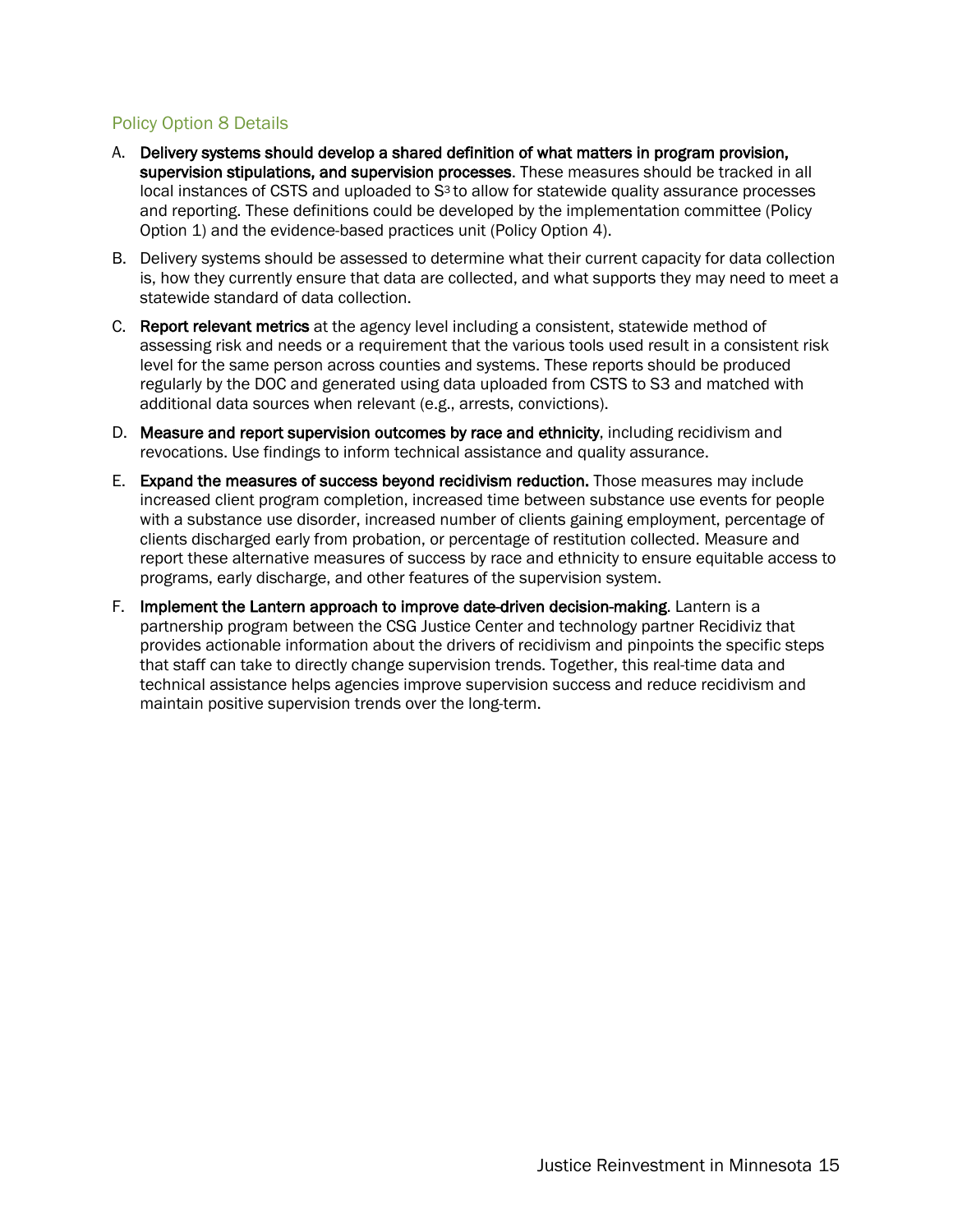### Policy Option 8 Details

A. **Delivery systems should develop a shared definition of what matters in program provision, supervision stipulations, and supervision processes**. These measures should be tracked in all local instances of CSTS and uploaded to $S^3$ to allow for statewide quality assurance processes and reporting. These definitions could be developed by the implementation committee (Policy Option 1) and the evidence-based practices unit (Policy Option 4).

B. Delivery systems should be assessed to determine what their current capacity for data collection is, how they currently ensure that data are collected, and what supports they may need to meet a statewide standard of data collection.

C. **Report relevant metrics** at the agency level including a consistent, statewide method of assessing risk and needs or a requirement that the various tools used result in a consistent risk level for the same person across counties and systems. These reports should be produced regularly by the DOC and generated using data uploaded from CSTS to S3 and matched with additional data sources when relevant (e.g., arrests, convictions).

D. **Measure and report supervision outcomes by race and ethnicity**, including recidivism and revocations. Use findings to inform technical assistance and quality assurance.

E. **Expand the measures of success beyond recidivism reduction.** Those measures may include increased client program completion, increased time between substance use events for people with a substance use disorder, increased number of clients gaining employment, percentage of clients discharged early from probation, or percentage of restitution collected. Measure and report these alternative measures of success by race and ethnicity to ensure equitable access to programs, early discharge, and other features of the supervision system.

F. **Implement the Lantern approach to improve date-driven decision-making**. Lantern is a partnership program between the CSG Justice Center and technology partner Recidiviz that provides actionable information about the drivers of recidivism and pinpoints the specific steps that staff can take to directly change supervision trends. Together, this real-time data and technical assistance helps agencies improve supervision success and reduce recidivism and maintain positive supervision trends over the long-term.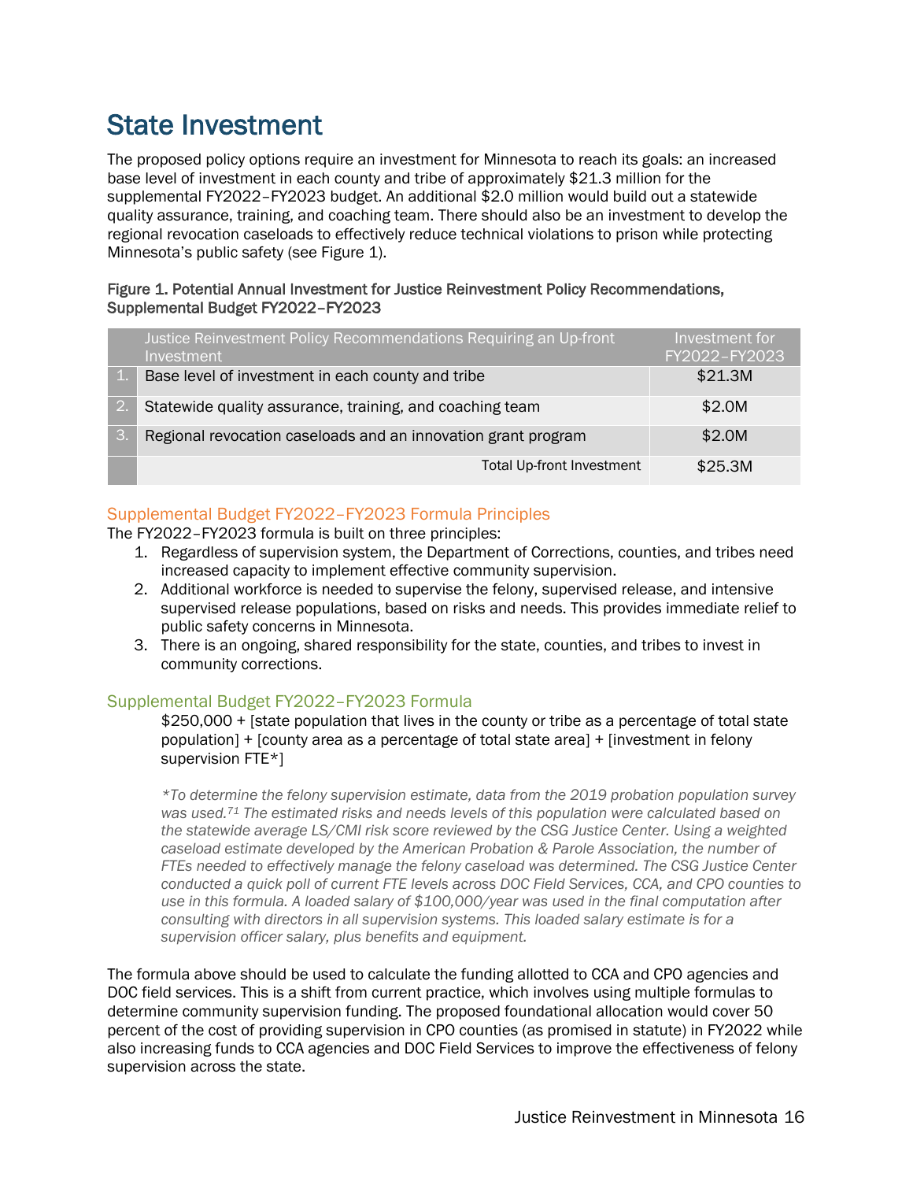# State Investment

The proposed policy options require an investment for Minnesota to reach its goals: an increased base level of investment in each county and tribe of approximately $21.3 million for the supplemental FY2022–FY2023 budget. An additional $2.0 million would build out a statewide quality assurance, training, and coaching team. There should also be an investment to develop the regional revocation caseloads to effectively reduce technical violations to prison while protecting Minnesota's public safety (see Figure 1).

**Figure 1. Potential Annual Investment for Justice Reinvestment Policy Recommendations, Supplemental Budget FY2022–FY2023**

| | Justice Reinvestment Policy Recommendations Requiring an Up-front Investment | Investment for FY2022–FY2023 |
|---|---|---|
| 1. | Base level of investment in each county and tribe | $21.3M |
| 2. | Statewide quality assurance, training, and coaching team | $2.0M |
| 3. | Regional revocation caseloads and an innovation grant program | $2.0M |
| | Total Up-front Investment | $25.3M |

### Supplemental Budget FY2022–FY2023 Formula Principles

The FY2022–FY2023 formula is built on three principles:

1. Regardless of supervision system, the Department of Corrections, counties, and tribes need increased capacity to implement effective community supervision.
2. Additional workforce is needed to supervise the felony, supervised release, and intensive supervised release populations, based on risks and needs. This provides immediate relief to public safety concerns in Minnesota.
3. There is an ongoing, shared responsibility for the state, counties, and tribes to invest in community corrections.

### Supplemental Budget FY2022–FY2023 Formula

$250,000 + [state population that lives in the county or tribe as a percentage of total state population] + [county area as a percentage of total state area] + [investment in felony supervision FTE*]

*\*To determine the felony supervision estimate, data from the 2019 probation population survey was used.[71] The estimated risks and needs levels of this population were calculated based on the statewide average LS/CMI risk score reviewed by the CSG Justice Center. Using a weighted caseload estimate developed by the American Probation & Parole Association, the number of FTEs needed to effectively manage the felony caseload was determined. The CSG Justice Center conducted a quick poll of current FTE levels across DOC Field Services, CCA, and CPO counties to use in this formula. A loaded salary of $100,000/year was used in the final computation after consulting with directors in all supervision systems. This loaded salary estimate is for a supervision officer salary, plus benefits and equipment.*

The formula above should be used to calculate the funding allotted to CCA and CPO agencies and DOC field services. This is a shift from current practice, which involves using multiple formulas to determine community supervision funding. The proposed foundational allocation would cover 50 percent of the cost of providing supervision in CPO counties (as promised in statute) in FY2022 while also increasing funds to CCA agencies and DOC Field Services to improve the effectiveness of felony supervision across the state.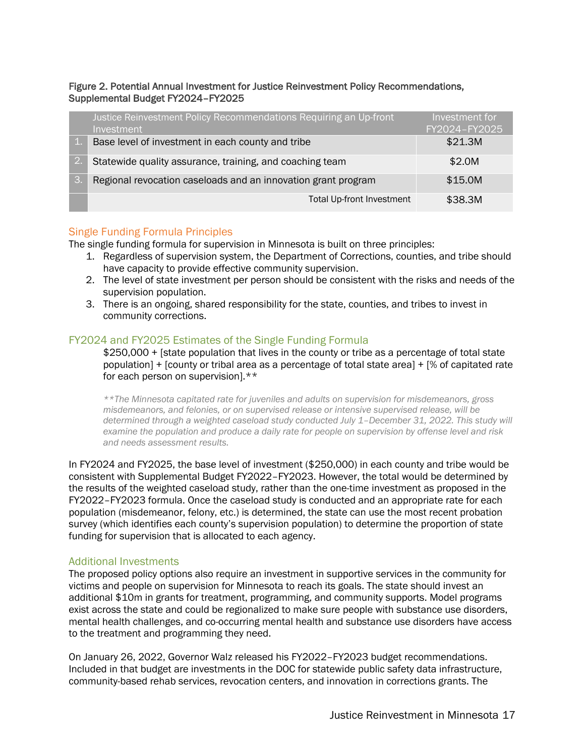**Figure 2. Potential Annual Investment for Justice Reinvestment Policy Recommendations, Supplemental Budget FY2024–FY2025**

| | Justice Reinvestment Policy Recommendations Requiring an Up-front Investment | Investment for FY2024–FY2025 |
|---|---|---|
| 1. | Base level of investment in each county and tribe | $21.3M |
| 2. | Statewide quality assurance, training, and coaching team | $2.0M |
| 3. | Regional revocation caseloads and an innovation grant program | $15.0M |
| | Total Up-front Investment | $38.3M |

## Single Funding Formula Principles

The single funding formula for supervision in Minnesota is built on three principles:

1. Regardless of supervision system, the Department of Corrections, counties, and tribe should have capacity to provide effective community supervision.
2. The level of state investment per person should be consistent with the risks and needs of the supervision population.
3. There is an ongoing, shared responsibility for the state, counties, and tribes to invest in community corrections.

## FY2024 and FY2025 Estimates of the Single Funding Formula

$250,000 + [state population that lives in the county or tribe as a percentage of total state population] + [county or tribal area as a percentage of total state area] + [% of capitated rate for each person on supervision].**

*\*\*The Minnesota capitated rate for juveniles and adults on supervision for misdemeanors, gross misdemeanors, and felonies, or on supervised release or intensive supervised release, will be determined through a weighted caseload study conducted July 1–December 31, 2022. This study will examine the population and produce a daily rate for people on supervision by offense level and risk and needs assessment results.*

In FY2024 and FY2025, the base level of investment ($250,000) in each county and tribe would be consistent with Supplemental Budget FY2022–FY2023. However, the total would be determined by the results of the weighted caseload study, rather than the one-time investment as proposed in the FY2022–FY2023 formula. Once the caseload study is conducted and an appropriate rate for each population (misdemeanor, felony, etc.) is determined, the state can use the most recent probation survey (which identifies each county's supervision population) to determine the proportion of state funding for supervision that is allocated to each agency.

## Additional Investments

The proposed policy options also require an investment in supportive services in the community for victims and people on supervision for Minnesota to reach its goals. The state should invest an additional $10m in grants for treatment, programming, and community supports. Model programs exist across the state and could be regionalized to make sure people with substance use disorders, mental health challenges, and co-occurring mental health and substance use disorders have access to the treatment and programming they need.

On January 26, 2022, Governor Walz released his FY2022–FY2023 budget recommendations. Included in that budget are investments in the DOC for statewide public safety data infrastructure, community-based rehab services, revocation centers, and innovation in corrections grants. The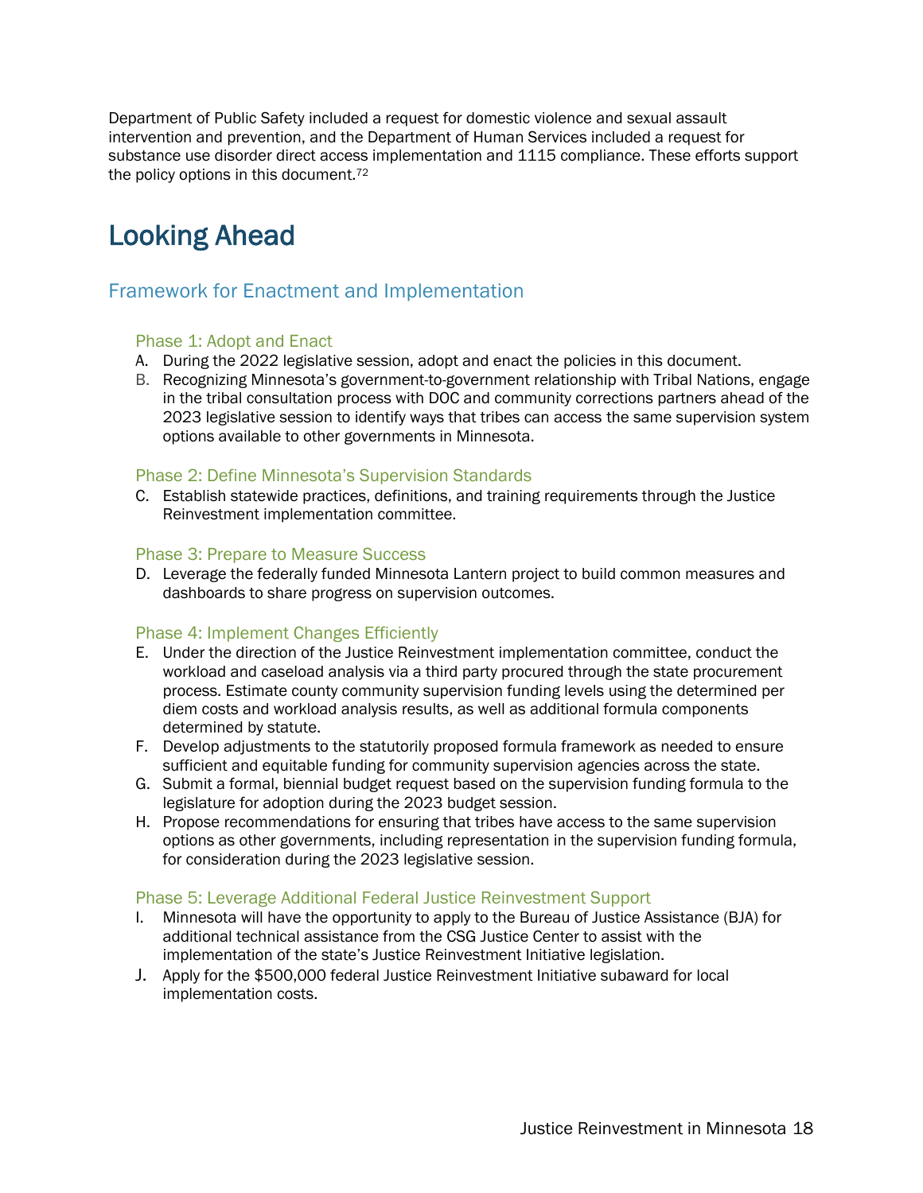Department of Public Safety included a request for domestic violence and sexual assault intervention and prevention, and the Department of Human Services included a request for substance use disorder direct access implementation and 1115 compliance. These efforts support the policy options in this document.[72]

# Looking Ahead

## Framework for Enactment and Implementation

### Phase 1: Adopt and Enact

A. During the 2022 legislative session, adopt and enact the policies in this document.

B. Recognizing Minnesota's government-to-government relationship with Tribal Nations, engage in the tribal consultation process with DOC and community corrections partners ahead of the 2023 legislative session to identify ways that tribes can access the same supervision system options available to other governments in Minnesota.

### Phase 2: Define Minnesota's Supervision Standards

C. Establish statewide practices, definitions, and training requirements through the Justice Reinvestment implementation committee.

### Phase 3: Prepare to Measure Success

D. Leverage the federally funded Minnesota Lantern project to build common measures and dashboards to share progress on supervision outcomes.

### Phase 4: Implement Changes Efficiently

E. Under the direction of the Justice Reinvestment implementation committee, conduct the workload and caseload analysis via a third party procured through the state procurement process. Estimate county community supervision funding levels using the determined per diem costs and workload analysis results, as well as additional formula components determined by statute.

F. Develop adjustments to the statutorily proposed formula framework as needed to ensure sufficient and equitable funding for community supervision agencies across the state.

G. Submit a formal, biennial budget request based on the supervision funding formula to the legislature for adoption during the 2023 budget session.

H. Propose recommendations for ensuring that tribes have access to the same supervision options as other governments, including representation in the supervision funding formula, for consideration during the 2023 legislative session.

### Phase 5: Leverage Additional Federal Justice Reinvestment Support

I. Minnesota will have the opportunity to apply to the Bureau of Justice Assistance (BJA) for additional technical assistance from the CSG Justice Center to assist with the implementation of the state's Justice Reinvestment Initiative legislation.

J. Apply for the $500,000 federal Justice Reinvestment Initiative subaward for local implementation costs.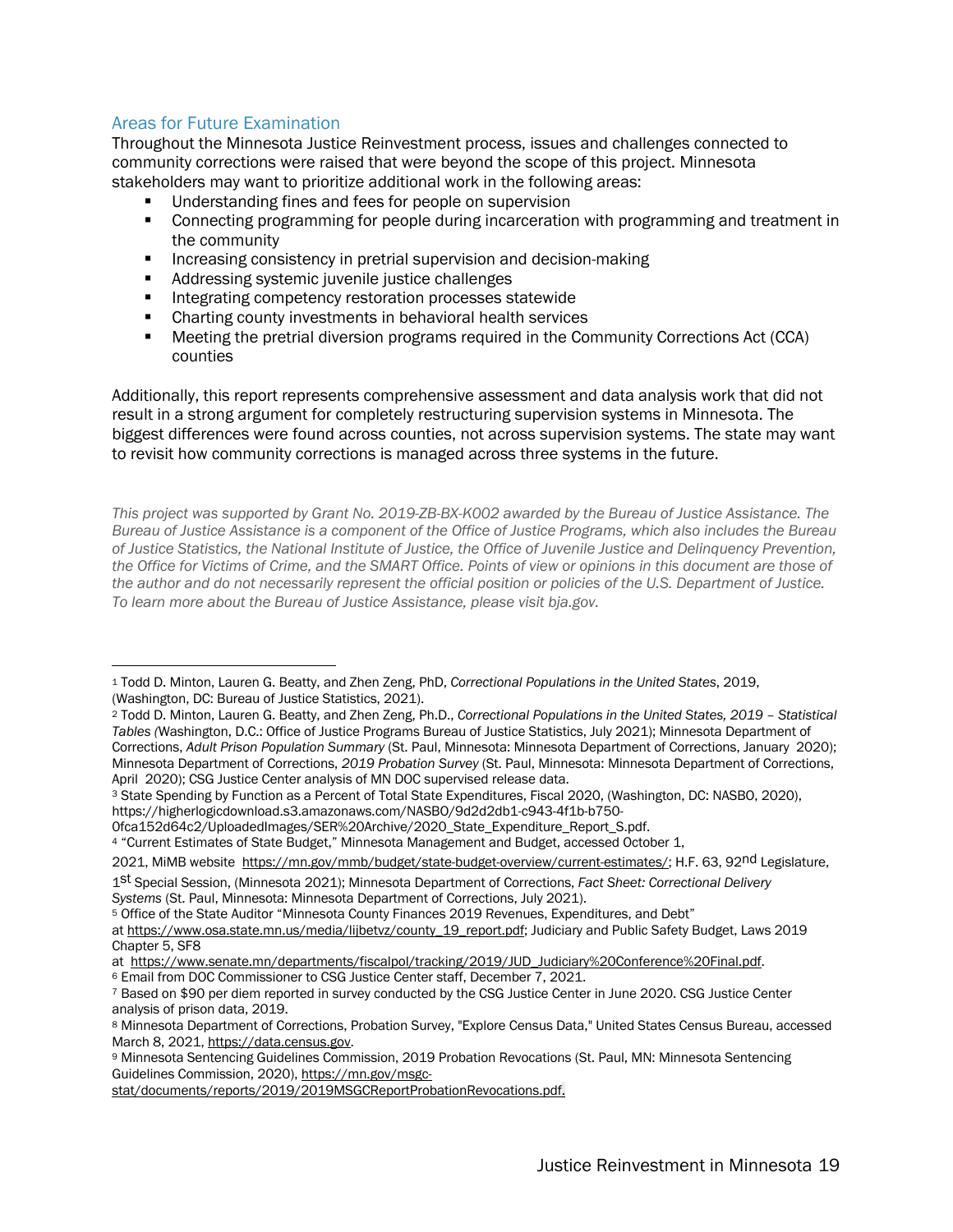## Areas for Future Examination

Throughout the Minnesota Justice Reinvestment process, issues and challenges connected to community corrections were raised that were beyond the scope of this project. Minnesota stakeholders may want to prioritize additional work in the following areas:

- Understanding fines and fees for people on supervision
- Connecting programming for people during incarceration with programming and treatment in the community
- Increasing consistency in pretrial supervision and decision-making
- Addressing systemic juvenile justice challenges
- Integrating competency restoration processes statewide
- Charting county investments in behavioral health services
- Meeting the pretrial diversion programs required in the Community Corrections Act (CCA) counties

Additionally, this report represents comprehensive assessment and data analysis work that did not result in a strong argument for completely restructuring supervision systems in Minnesota. The biggest differences were found across counties, not across supervision systems. The state may want to revisit how community corrections is managed across three systems in the future.

*This project was supported by Grant No. 2019-ZB-BX-K002 awarded by the Bureau of Justice Assistance. The Bureau of Justice Assistance is a component of the Office of Justice Programs, which also includes the Bureau of Justice Statistics, the National Institute of Justice, the Office of Juvenile Justice and Delinquency Prevention, the Office for Victims of Crime, and the SMART Office. Points of view or opinions in this document are those of the author and do not necessarily represent the official position or policies of the U.S. Department of Justice. To learn more about the Bureau of Justice Assistance, please visit bja.gov.*

---

[1] Todd D. Minton, Lauren G. Beatty, and Zhen Zeng, PhD, *Correctional Populations in the United States*, 2019, (Washington, DC: Bureau of Justice Statistics, 2021).

[2] Todd D. Minton, Lauren G. Beatty, and Zhen Zeng, Ph.D., *Correctional Populations in the United States, 2019 – Statistical Tables* (Washington, D.C.: Office of Justice Programs Bureau of Justice Statistics, July 2021); Minnesota Department of Corrections, *Adult Prison Population Summary* (St. Paul, Minnesota: Minnesota Department of Corrections, January 2020); Minnesota Department of Corrections, *2019 Probation Survey* (St. Paul, Minnesota: Minnesota Department of Corrections, April 2020); CSG Justice Center analysis of MN DOC supervised release data.

[3] State Spending by Function as a Percent of Total State Expenditures, Fiscal 2020, (Washington, DC: NASBO, 2020), https://higherlogicdownload.s3.amazonaws.com/NASBO/9d2d2db1-c943-4f1b-b750-0fca152d64c2/UploadedImages/SER%20Archive/2020_State_Expenditure_Report_S.pdf.

[4] "Current Estimates of State Budget," Minnesota Management and Budget, accessed October 1, 2021, MiMB website https://mn.gov/mmb/budget/state-budget-overview/current-estimates/; H.F. 63, 92nd Legislature, 1st Special Session, (Minnesota 2021); Minnesota Department of Corrections, *Fact Sheet: Correctional Delivery Systems* (St. Paul, Minnesota: Minnesota Department of Corrections, July 2021).

[5] Office of the State Auditor "Minnesota County Finances 2019 Revenues, Expenditures, and Debt" at https://www.osa.state.mn.us/media/lijbetvz/county_19_report.pdf; Judiciary and Public Safety Budget, Laws 2019 Chapter 5, SF8 at https://www.senate.mn/departments/fiscalpol/tracking/2019/JUD_Judiciary%20Conference%20Final.pdf.

[6] Email from DOC Commissioner to CSG Justice Center staff, December 7, 2021.

[7] Based on $90 per diem reported in survey conducted by the CSG Justice Center in June 2020. CSG Justice Center analysis of prison data, 2019.

[8] Minnesota Department of Corrections, Probation Survey, "Explore Census Data," United States Census Bureau, accessed March 8, 2021, https://data.census.gov.

[9] Minnesota Sentencing Guidelines Commission, 2019 Probation Revocations (St. Paul, MN: Minnesota Sentencing Guidelines Commission, 2020), https://mn.gov/msgc-stat/documents/reports/2019/2019MSGCReportProbationRevocations.pdf.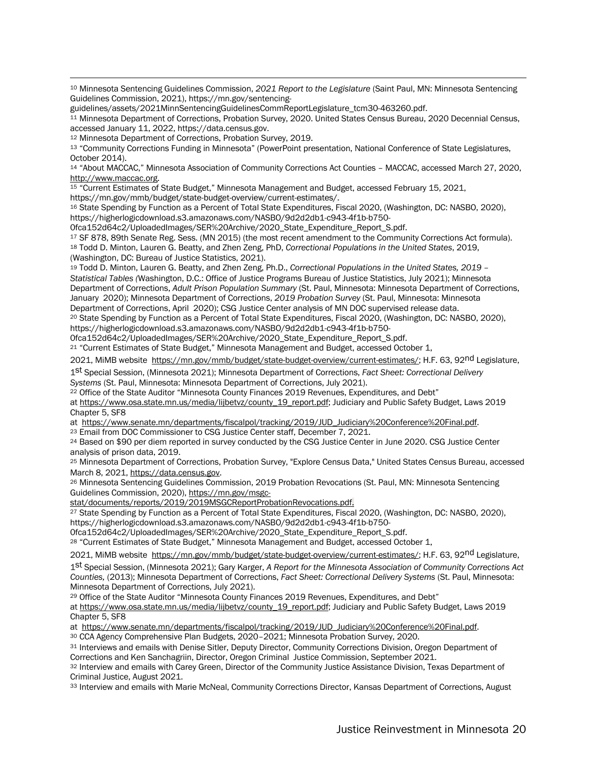[10] Minnesota Sentencing Guidelines Commission, *2021 Report to the Legislature* (Saint Paul, MN: Minnesota Sentencing Guidelines Commission, 2021), https://mn.gov/sentencing-guidelines/assets/2021MinnSentencingGuidelinesCommReportLegislature_tcm30-463260.pdf.

[11] Minnesota Department of Corrections, Probation Survey, 2020. United States Census Bureau, 2020 Decennial Census, accessed January 11, 2022, https://data.census.gov.

[12] Minnesota Department of Corrections, Probation Survey, 2019.

[13] "Community Corrections Funding in Minnesota" (PowerPoint presentation, National Conference of State Legislatures, October 2014).

[14] "About MACCAC," Minnesota Association of Community Corrections Act Counties – MACCAC, accessed March 27, 2020, http://www.maccac.org.

[15] "Current Estimates of State Budget," Minnesota Management and Budget, accessed February 15, 2021, https://mn.gov/mmb/budget/state-budget-overview/current-estimates/.

[16] State Spending by Function as a Percent of Total State Expenditures, Fiscal 2020, (Washington, DC: NASBO, 2020), https://higherlogicdownload.s3.amazonaws.com/NASBO/9d2d2db1-c943-4f1b-b750-0fca152d64c2/UploadedImages/SER%20Archive/2020_State_Expenditure_Report_S.pdf.

[17] SF 878, 89th Senate Reg. Sess. (MN 2015) (the most recent amendment to the Community Corrections Act formula).

[18] Todd D. Minton, Lauren G. Beatty, and Zhen Zeng, PhD, *Correctional Populations in the United States*, 2019, (Washington, DC: Bureau of Justice Statistics, 2021).

[19] Todd D. Minton, Lauren G. Beatty, and Zhen Zeng, Ph.D., *Correctional Populations in the United States, 2019 – Statistical Tables (*Washington, D.C.: Office of Justice Programs Bureau of Justice Statistics, July 2021); Minnesota Department of Corrections, *Adult Prison Population Summary* (St. Paul, Minnesota: Minnesota Department of Corrections, January 2020); Minnesota Department of Corrections, *2019 Probation Survey* (St. Paul, Minnesota: Minnesota Department of Corrections, April 2020); CSG Justice Center analysis of MN DOC supervised release data.

[20] State Spending by Function as a Percent of Total State Expenditures, Fiscal 2020, (Washington, DC: NASBO, 2020), https://higherlogicdownload.s3.amazonaws.com/NASBO/9d2d2db1-c943-4f1b-b750-0fca152d64c2/UploadedImages/SER%20Archive/2020_State_Expenditure_Report_S.pdf.

[21] "Current Estimates of State Budget," Minnesota Management and Budget, accessed October 1, 2021, MiMB website https://mn.gov/mmb/budget/state-budget-overview/current-estimates/; H.F. 63, 92nd Legislature, 1st Special Session, (Minnesota 2021); Minnesota Department of Corrections, *Fact Sheet: Correctional Delivery Systems* (St. Paul, Minnesota: Minnesota Department of Corrections, July 2021).

[22] Office of the State Auditor "Minnesota County Finances 2019 Revenues, Expenditures, and Debt" at https://www.osa.state.mn.us/media/lijbetvz/county_19_report.pdf; Judiciary and Public Safety Budget, Laws 2019 Chapter 5, SF8 at https://www.senate.mn/departments/fiscalpol/tracking/2019/JUD_Judiciary%20Conference%20Final.pdf.

[23] Email from DOC Commissioner to CSG Justice Center staff, December 7, 2021.

[24] Based on $90 per diem reported in survey conducted by the CSG Justice Center in June 2020. CSG Justice Center analysis of prison data, 2019.

[25] Minnesota Department of Corrections, Probation Survey, "Explore Census Data," United States Census Bureau, accessed March 8, 2021, https://data.census.gov.

[26] Minnesota Sentencing Guidelines Commission, 2019 Probation Revocations (St. Paul, MN: Minnesota Sentencing Guidelines Commission, 2020), https://mn.gov/msgc-stat/documents/reports/2019/2019MSGCReportProbationRevocations.pdf.

[27] State Spending by Function as a Percent of Total State Expenditures, Fiscal 2020, (Washington, DC: NASBO, 2020), https://higherlogicdownload.s3.amazonaws.com/NASBO/9d2d2db1-c943-4f1b-b750-0fca152d64c2/UploadedImages/SER%20Archive/2020_State_Expenditure_Report_S.pdf.

[28] "Current Estimates of State Budget," Minnesota Management and Budget, accessed October 1, 2021, MiMB website https://mn.gov/mmb/budget/state-budget-overview/current-estimates/; H.F. 63, 92nd Legislature, 1st Special Session, (Minnesota 2021); Gary Karger, *A Report for the Minnesota Association of Community Corrections Act Counties,* (2013); Minnesota Department of Corrections, *Fact Sheet: Correctional Delivery Systems* (St. Paul, Minnesota: Minnesota Department of Corrections, July 2021).

[29] Office of the State Auditor "Minnesota County Finances 2019 Revenues, Expenditures, and Debt" at https://www.osa.state.mn.us/media/lijbetvz/county_19_report.pdf; Judiciary and Public Safety Budget, Laws 2019 Chapter 5, SF8 at https://www.senate.mn/departments/fiscalpol/tracking/2019/JUD_Judiciary%20Conference%20Final.pdf.

[30] CCA Agency Comprehensive Plan Budgets, 2020–2021; Minnesota Probation Survey, 2020.

[31] Interviews and emails with Denise Sitler, Deputy Director, Community Corrections Division, Oregon Department of Corrections and Ken Sanchagriin, Director, Oregon Criminal Justice Commission, September 2021.

[32] Interview and emails with Carey Green, Director of the Community Justice Assistance Division, Texas Department of Criminal Justice, August 2021.

[33] Interview and emails with Marie McNeal, Community Corrections Director, Kansas Department of Corrections, August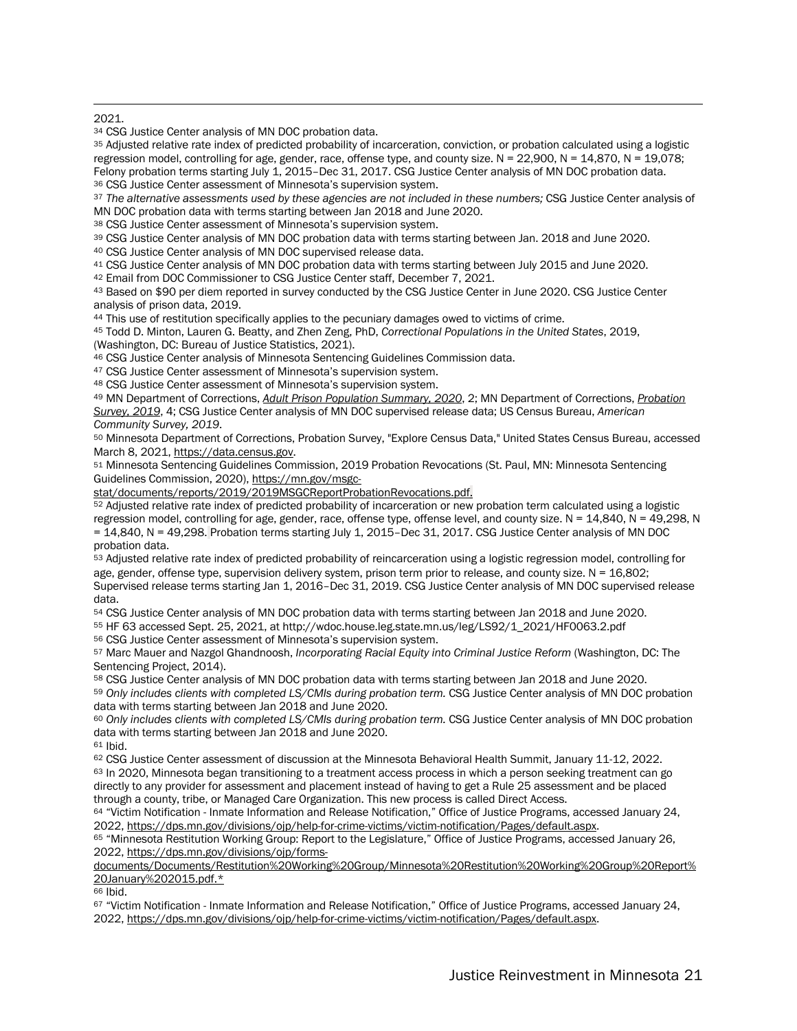2021.

[34] CSG Justice Center analysis of MN DOC probation data.

[35] Adjusted relative rate index of predicted probability of incarceration, conviction, or probation calculated using a logistic regression model, controlling for age, gender, race, offense type, and county size. N = 22,900, N = 14,870, N = 19,078; Felony probation terms starting July 1, 2015–Dec 31, 2017. CSG Justice Center analysis of MN DOC probation data.

[36] CSG Justice Center assessment of Minnesota's supervision system.

[37] *The alternative assessments used by these agencies are not included in these numbers;* CSG Justice Center analysis of MN DOC probation data with terms starting between Jan 2018 and June 2020.

[38] CSG Justice Center assessment of Minnesota's supervision system.

[39] CSG Justice Center analysis of MN DOC probation data with terms starting between Jan. 2018 and June 2020.

[40] CSG Justice Center analysis of MN DOC supervised release data.

[41] CSG Justice Center analysis of MN DOC probation data with terms starting between July 2015 and June 2020.

[42] Email from DOC Commissioner to CSG Justice Center staff, December 7, 2021.

[43] Based on $90 per diem reported in survey conducted by the CSG Justice Center in June 2020. CSG Justice Center analysis of prison data, 2019.

[44] This use of restitution specifically applies to the pecuniary damages owed to victims of crime.

[45] Todd D. Minton, Lauren G. Beatty, and Zhen Zeng, PhD, *Correctional Populations in the United States*, 2019, (Washington, DC: Bureau of Justice Statistics, 2021).

[46] CSG Justice Center analysis of Minnesota Sentencing Guidelines Commission data.

[47] CSG Justice Center assessment of Minnesota's supervision system.

[48] CSG Justice Center assessment of Minnesota's supervision system.

[49] MN Department of Corrections, *Adult Prison Population Summary, 2020*, 2; MN Department of Corrections, *Probation Survey, 2019*, 4; CSG Justice Center analysis of MN DOC supervised release data; US Census Bureau, *American Community Survey, 2019*.

[50] Minnesota Department of Corrections, Probation Survey, "Explore Census Data," United States Census Bureau, accessed March 8, 2021, https://data.census.gov.

[51] Minnesota Sentencing Guidelines Commission, 2019 Probation Revocations (St. Paul, MN: Minnesota Sentencing Guidelines Commission, 2020), https://mn.gov/msgc-stat/documents/reports/2019/2019MSGCReportProbationRevocations.pdf.

[52] Adjusted relative rate index of predicted probability of incarceration or new probation term calculated using a logistic regression model, controlling for age, gender, race, offense type, offense level, and county size. N = 14,840, N = 49,298, N = 14,840, N = 49,298. Probation terms starting July 1, 2015–Dec 31, 2017. CSG Justice Center analysis of MN DOC probation data.

[53] Adjusted relative rate index of predicted probability of reincarceration using a logistic regression model, controlling for age, gender, offense type, supervision delivery system, prison term prior to release, and county size. N = 16,802; Supervised release terms starting Jan 1, 2016–Dec 31, 2019. CSG Justice Center analysis of MN DOC supervised release data.

[54] CSG Justice Center analysis of MN DOC probation data with terms starting between Jan 2018 and June 2020.

[55] HF 63 accessed Sept. 25, 2021, at http://wdoc.house.leg.state.mn.us/leg/LS92/1_2021/HF0063.2.pdf

[56] CSG Justice Center assessment of Minnesota's supervision system.

[57] Marc Mauer and Nazgol Ghandnoosh, *Incorporating Racial Equity into Criminal Justice Reform* (Washington, DC: The Sentencing Project, 2014).

[58] CSG Justice Center analysis of MN DOC probation data with terms starting between Jan 2018 and June 2020.

[59] *Only includes clients with completed LS/CMIs during probation term.* CSG Justice Center analysis of MN DOC probation data with terms starting between Jan 2018 and June 2020.

[60] *Only includes clients with completed LS/CMIs during probation term.* CSG Justice Center analysis of MN DOC probation data with terms starting between Jan 2018 and June 2020.

[61] Ibid.

[62] CSG Justice Center assessment of discussion at the Minnesota Behavioral Health Summit, January 11-12, 2022.

[63] In 2020, Minnesota began transitioning to a treatment access process in which a person seeking treatment can go directly to any provider for assessment and placement instead of having to get a Rule 25 assessment and be placed through a county, tribe, or Managed Care Organization. This new process is called Direct Access.

[64] "Victim Notification - Inmate Information and Release Notification," Office of Justice Programs, accessed January 24, 2022, https://dps.mn.gov/divisions/ojp/help-for-crime-victims/victim-notification/Pages/default.aspx.

[65] "Minnesota Restitution Working Group: Report to the Legislature," Office of Justice Programs, accessed January 26, 2022, https://dps.mn.gov/divisions/ojp/forms-documents/Documents/Restitution%20Working%20Group/Minnesota%20Restitution%20Working%20Group%20Report%20January%202015.pdf.*

[66] Ibid.

[67] "Victim Notification - Inmate Information and Release Notification," Office of Justice Programs, accessed January 24, 2022, https://dps.mn.gov/divisions/ojp/help-for-crime-victims/victim-notification/Pages/default.aspx.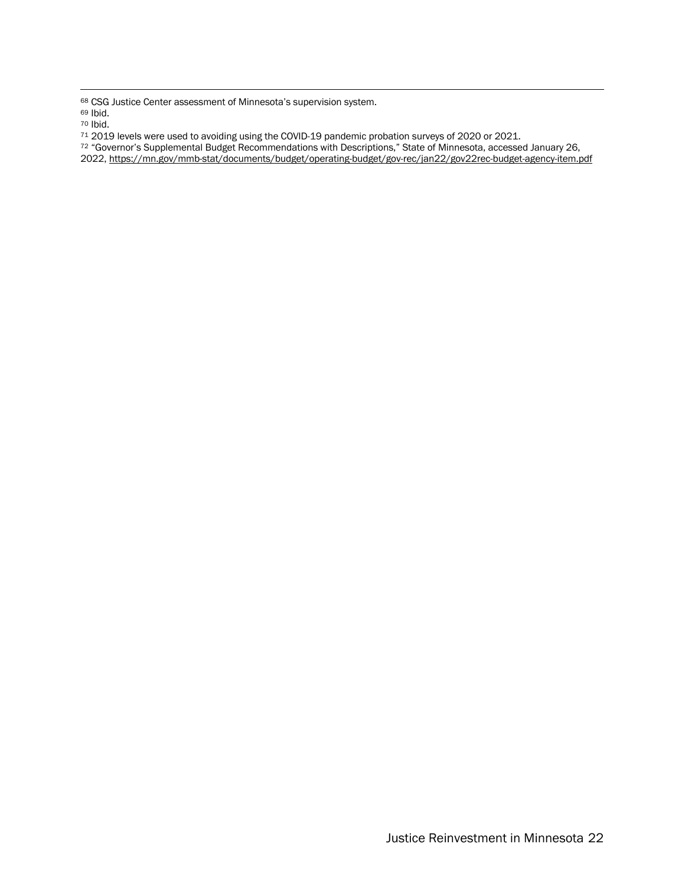[68] CSG Justice Center assessment of Minnesota's supervision system.
[69] Ibid.
[70] Ibid.
[71] 2019 levels were used to avoiding using the COVID-19 pandemic probation surveys of 2020 or 2021.
[72] "Governor's Supplemental Budget Recommendations with Descriptions," State of Minnesota, accessed January 26, 2022, https://mn.gov/mmb-stat/documents/budget/operating-budget/gov-rec/jan22/gov22rec-budget-agency-item.pdf